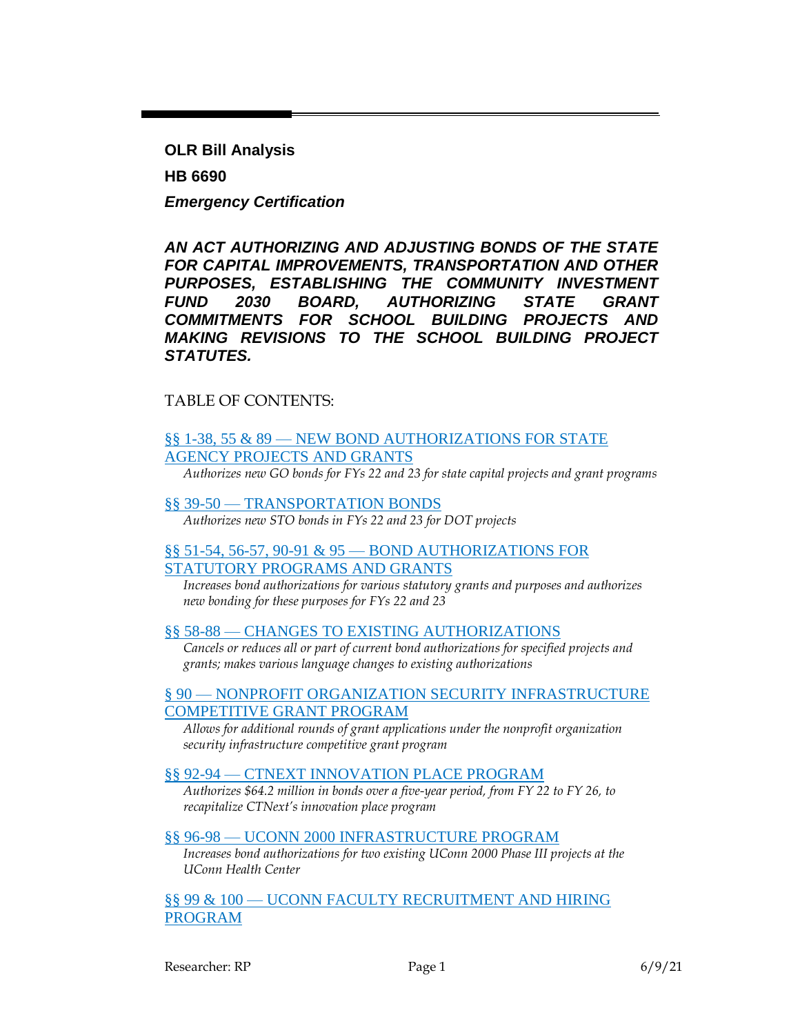**OLR Bill Analysis**

**HB 6690**

***Emergency Certification***

***AN ACT AUTHORIZING AND ADJUSTING BONDS OF THE STATE FOR CAPITAL IMPROVEMENTS, TRANSPORTATION AND OTHER PURPOSES, ESTABLISHING THE COMMUNITY INVESTMENT FUND 2030 BOARD, AUTHORIZING STATE GRANT COMMITMENTS FOR SCHOOL BUILDING PROJECTS AND MAKING REVISIONS TO THE SCHOOL BUILDING PROJECT STATUTES.***

TABLE OF CONTENTS:

§§ 1-38, 55 & 89 — NEW BOND AUTHORIZATIONS FOR STATE AGENCY PROJECTS AND GRANTS

*Authorizes new GO bonds for FYs 22 and 23 for state capital projects and grant programs*

§§ 39-50 — TRANSPORTATION BONDS

*Authorizes new STO bonds in FYs 22 and 23 for DOT projects*

§§ 51-54, 56-57, 90-91 & 95 — BOND AUTHORIZATIONS FOR STATUTORY PROGRAMS AND GRANTS

*Increases bond authorizations for various statutory grants and purposes and authorizes new bonding for these purposes for FYs 22 and 23*

§§ 58-88 — CHANGES TO EXISTING AUTHORIZATIONS

*Cancels or reduces all or part of current bond authorizations for specified projects and grants; makes various language changes to existing authorizations*

§ 90 — NONPROFIT ORGANIZATION SECURITY INFRASTRUCTURE COMPETITIVE GRANT PROGRAM

*Allows for additional rounds of grant applications under the nonprofit organization security infrastructure competitive grant program*

§§ 92-94 — CTNEXT INNOVATION PLACE PROGRAM

*Authorizes $64.2 million in bonds over a five-year period, from FY 22 to FY 26, to recapitalize CTNext's innovation place program*

§§ 96-98 — UCONN 2000 INFRASTRUCTURE PROGRAM

*Increases bond authorizations for two existing UConn 2000 Phase III projects at the UConn Health Center*

§§ 99 & 100 — UCONN FACULTY RECRUITMENT AND HIRING PROGRAM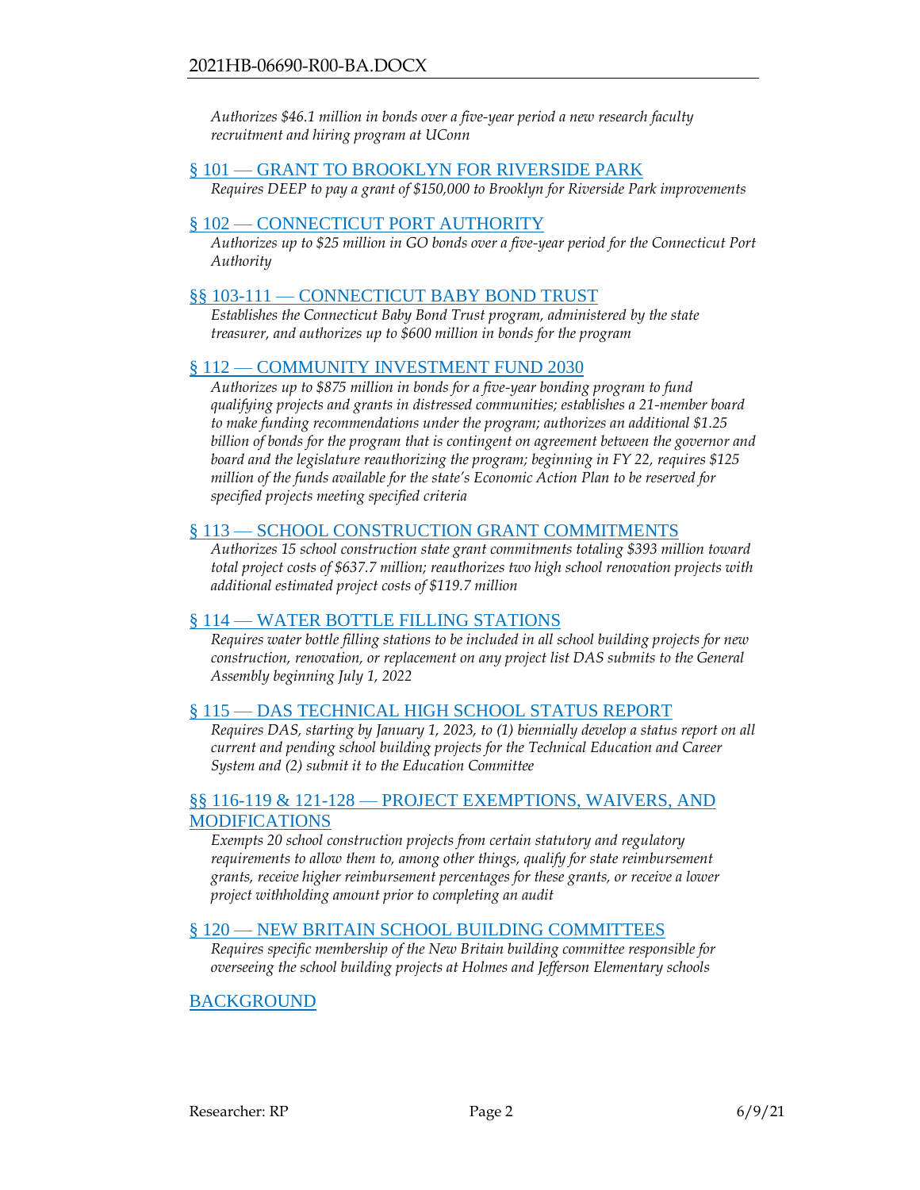*Authorizes $46.1 million in bonds over a five-year period a new research faculty recruitment and hiring program at UConn*

## § 101 — GRANT TO BROOKLYN FOR RIVERSIDE PARK

*Requires DEEP to pay a grant of $150,000 to Brooklyn for Riverside Park improvements*

## § 102 — CONNECTICUT PORT AUTHORITY

*Authorizes up to $25 million in GO bonds over a five-year period for the Connecticut Port Authority*

## §§ 103-111 — CONNECTICUT BABY BOND TRUST

*Establishes the Connecticut Baby Bond Trust program, administered by the state treasurer, and authorizes up to $600 million in bonds for the program*

## § 112 — COMMUNITY INVESTMENT FUND 2030

*Authorizes up to $875 million in bonds for a five-year bonding program to fund qualifying projects and grants in distressed communities; establishes a 21-member board to make funding recommendations under the program; authorizes an additional $1.25 billion of bonds for the program that is contingent on agreement between the governor and board and the legislature reauthorizing the program; beginning in FY 22, requires $125 million of the funds available for the state's Economic Action Plan to be reserved for specified projects meeting specified criteria*

## § 113 — SCHOOL CONSTRUCTION GRANT COMMITMENTS

*Authorizes 15 school construction state grant commitments totaling $393 million toward total project costs of $637.7 million; reauthorizes two high school renovation projects with additional estimated project costs of $119.7 million*

## § 114 — WATER BOTTLE FILLING STATIONS

*Requires water bottle filling stations to be included in all school building projects for new construction, renovation, or replacement on any project list DAS submits to the General Assembly beginning July 1, 2022*

## § 115 — DAS TECHNICAL HIGH SCHOOL STATUS REPORT

*Requires DAS, starting by January 1, 2023, to (1) biennially develop a status report on all current and pending school building projects for the Technical Education and Career System and (2) submit it to the Education Committee*

## §§ 116-119 & 121-128 — PROJECT EXEMPTIONS, WAIVERS, AND MODIFICATIONS

*Exempts 20 school construction projects from certain statutory and regulatory requirements to allow them to, among other things, qualify for state reimbursement grants, receive higher reimbursement percentages for these grants, or receive a lower project withholding amount prior to completing an audit*

## § 120 — NEW BRITAIN SCHOOL BUILDING COMMITTEES

*Requires specific membership of the New Britain building committee responsible for overseeing the school building projects at Holmes and Jefferson Elementary schools*

## BACKGROUND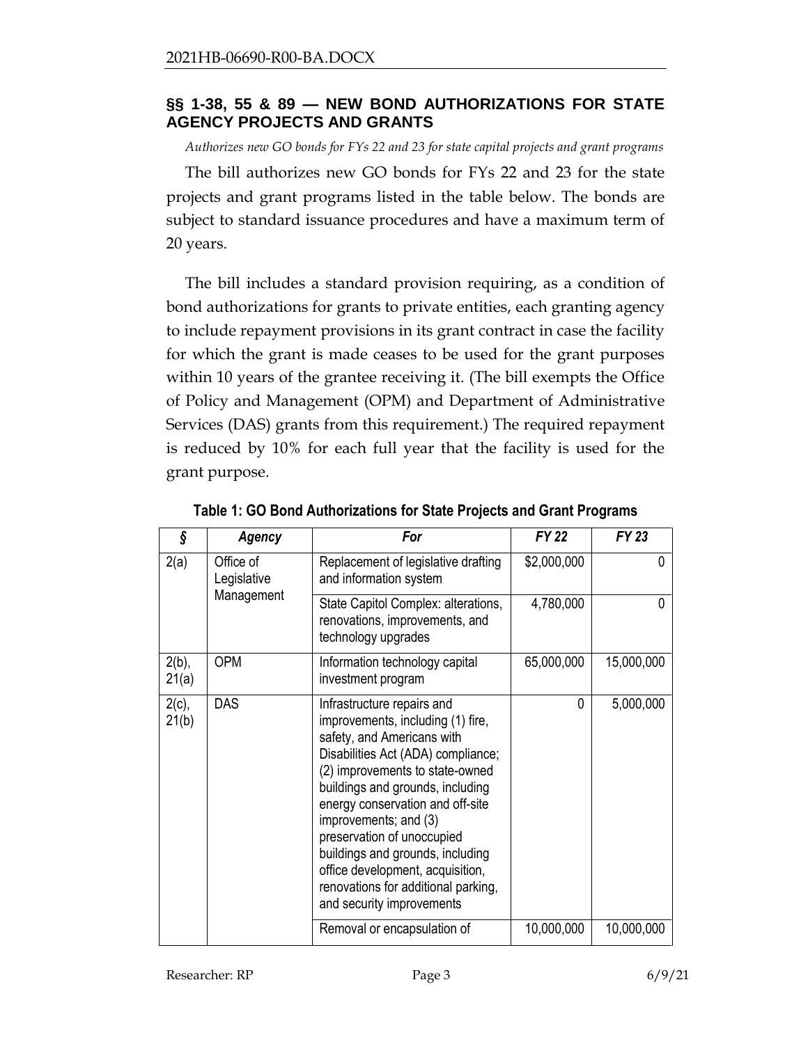## §§ 1-38, 55 & 89 — NEW BOND AUTHORIZATIONS FOR STATE AGENCY PROJECTS AND GRANTS

*Authorizes new GO bonds for FYs 22 and 23 for state capital projects and grant programs*

The bill authorizes new GO bonds for FYs 22 and 23 for the state projects and grant programs listed in the table below. The bonds are subject to standard issuance procedures and have a maximum term of 20 years.

The bill includes a standard provision requiring, as a condition of bond authorizations for grants to private entities, each granting agency to include repayment provisions in its grant contract in case the facility for which the grant is made ceases to be used for the grant purposes within 10 years of the grantee receiving it. (The bill exempts the Office of Policy and Management (OPM) and Department of Administrative Services (DAS) grants from this requirement.) The required repayment is reduced by 10% for each full year that the facility is used for the grant purpose.

**Table 1: GO Bond Authorizations for State Projects and Grant Programs**

| *§* | *Agency* | *For* | *FY 22* | *FY 23* |
|---|---|---|---|---|
| 2(a) | Office of Legislative Management | Replacement of legislative drafting and information system | $2,000,000 | 0 |
| | | State Capitol Complex: alterations, renovations, improvements, and technology upgrades | 4,780,000 | 0 |
| 2(b), 21(a) | OPM | Information technology capital investment program | 65,000,000 | 15,000,000 |
| 2(c), 21(b) | DAS | Infrastructure repairs and improvements, including (1) fire, safety, and Americans with Disabilities Act (ADA) compliance; (2) improvements to state-owned buildings and grounds, including energy conservation and off-site improvements; and (3) preservation of unoccupied buildings and grounds, including office development, acquisition, renovations for additional parking, and security improvements | 0 | 5,000,000 |
| | | Removal or encapsulation of | 10,000,000 | 10,000,000 |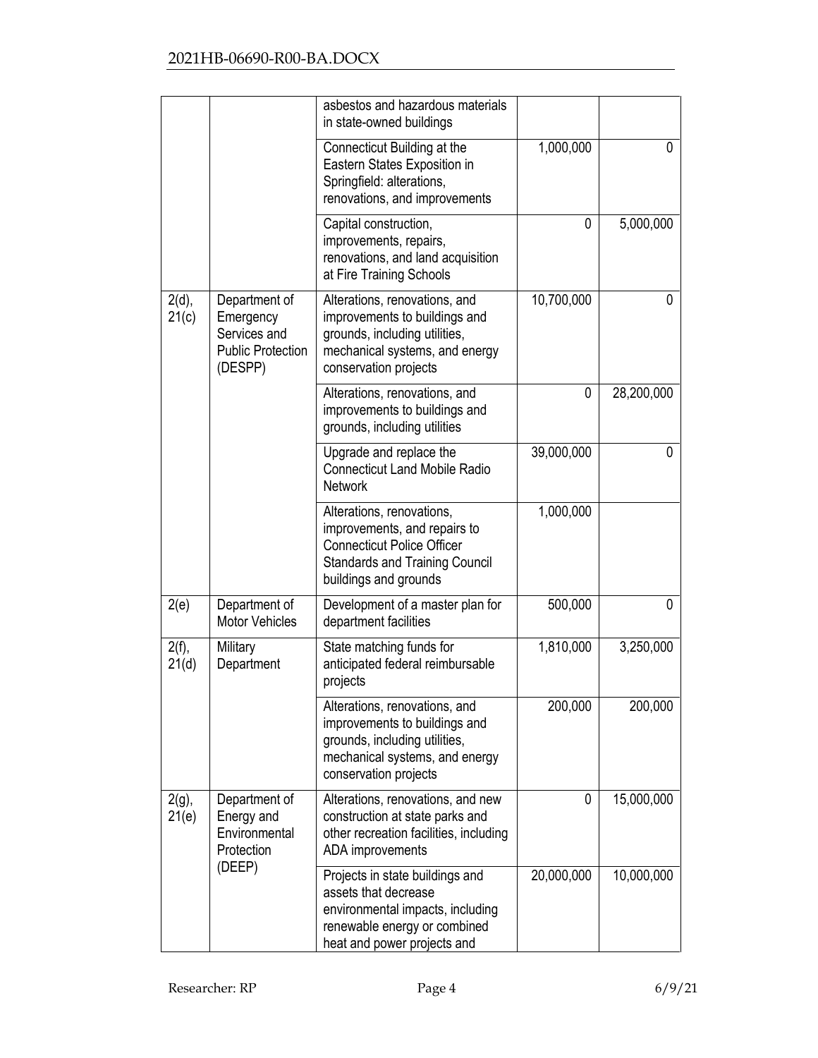| | | asbestos and hazardous materials in state-owned buildings | | |
|---|---|---|---|---|
| | | Connecticut Building at the Eastern States Exposition in Springfield: alterations, renovations, and improvements | 1,000,000 | 0 |
| | | Capital construction, improvements, repairs, renovations, and land acquisition at Fire Training Schools | 0 | 5,000,000 |
| 2(d), 21(c) | Department of Emergency Services and Public Protection (DESPP) | Alterations, renovations, and improvements to buildings and grounds, including utilities, mechanical systems, and energy conservation projects | 10,700,000 | 0 |
| | | Alterations, renovations, and improvements to buildings and grounds, including utilities | 0 | 28,200,000 |
| | | Upgrade and replace the Connecticut Land Mobile Radio Network | 39,000,000 | 0 |
| | | Alterations, renovations, improvements, and repairs to Connecticut Police Officer Standards and Training Council buildings and grounds | 1,000,000 | |
| 2(e) | Department of Motor Vehicles | Development of a master plan for department facilities | 500,000 | 0 |
| 2(f), 21(d) | Military Department | State matching funds for anticipated federal reimbursable projects | 1,810,000 | 3,250,000 |
| | | Alterations, renovations, and improvements to buildings and grounds, including utilities, mechanical systems, and energy conservation projects | 200,000 | 200,000 |
| 2(g), 21(e) | Department of Energy and Environmental Protection (DEEP) | Alterations, renovations, and new construction at state parks and other recreation facilities, including ADA improvements | 0 | 15,000,000 |
| | | Projects in state buildings and assets that decrease environmental impacts, including renewable energy or combined heat and power projects and | 20,000,000 | 10,000,000 |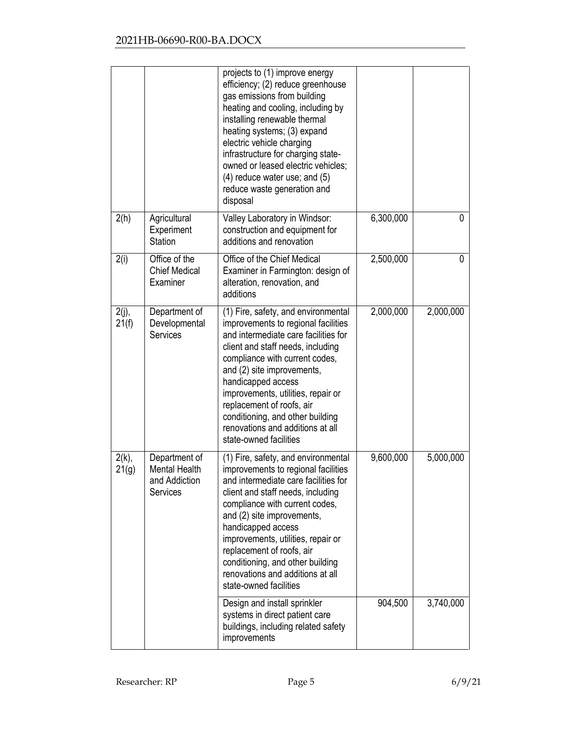| | | | | |
|---|---|---|---|---|
| | | projects to (1) improve energy efficiency; (2) reduce greenhouse gas emissions from building heating and cooling, including by installing renewable thermal heating systems; (3) expand electric vehicle charging infrastructure for charging state-owned or leased electric vehicles; (4) reduce water use; and (5) reduce waste generation and disposal | | |
| 2(h) | Agricultural Experiment Station | Valley Laboratory in Windsor: construction and equipment for additions and renovation | 6,300,000 | 0 |
| 2(i) | Office of the Chief Medical Examiner | Office of the Chief Medical Examiner in Farmington: design of alteration, renovation, and additions | 2,500,000 | 0 |
| 2(j), 21(f) | Department of Developmental Services | (1) Fire, safety, and environmental improvements to regional facilities and intermediate care facilities for client and staff needs, including compliance with current codes, and (2) site improvements, handicapped access improvements, utilities, repair or replacement of roofs, air conditioning, and other building renovations and additions at all state-owned facilities | 2,000,000 | 2,000,000 |
| 2(k), 21(g) | Department of Mental Health and Addiction Services | (1) Fire, safety, and environmental improvements to regional facilities and intermediate care facilities for client and staff needs, including compliance with current codes, and (2) site improvements, handicapped access improvements, utilities, repair or replacement of roofs, air conditioning, and other building renovations and additions at all state-owned facilities | 9,600,000 | 5,000,000 |
| | | Design and install sprinkler systems in direct patient care buildings, including related safety improvements | 904,500 | 3,740,000 |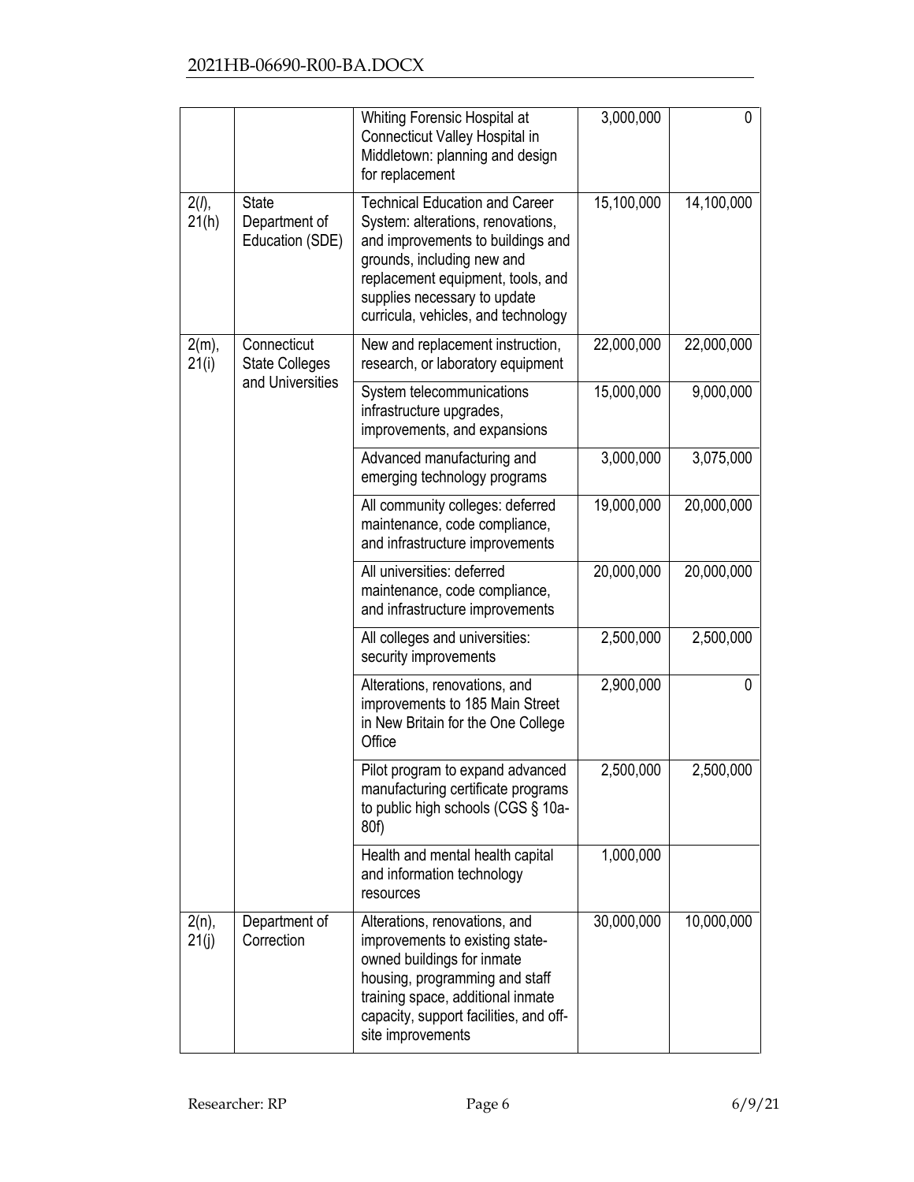| | | | | |
|---|---|---|---|---|
| | | Whiting Forensic Hospital at Connecticut Valley Hospital in Middletown: planning and design for replacement | 3,000,000 | 0 |
| 2(*l*), 21(h) | State Department of Education (SDE) | Technical Education and Career System: alterations, renovations, and improvements to buildings and grounds, including new and replacement equipment, tools, and supplies necessary to update curricula, vehicles, and technology | 15,100,000 | 14,100,000 |
| 2(m), 21(i) | Connecticut State Colleges and Universities | New and replacement instruction, research, or laboratory equipment | 22,000,000 | 22,000,000 |
| | | System telecommunications infrastructure upgrades, improvements, and expansions | 15,000,000 | 9,000,000 |
| | | Advanced manufacturing and emerging technology programs | 3,000,000 | 3,075,000 |
| | | All community colleges: deferred maintenance, code compliance, and infrastructure improvements | 19,000,000 | 20,000,000 |
| | | All universities: deferred maintenance, code compliance, and infrastructure improvements | 20,000,000 | 20,000,000 |
| | | All colleges and universities: security improvements | 2,500,000 | 2,500,000 |
| | | Alterations, renovations, and improvements to 185 Main Street in New Britain for the One College Office | 2,900,000 | 0 |
| | | Pilot program to expand advanced manufacturing certificate programs to public high schools (CGS § 10a-80f) | 2,500,000 | 2,500,000 |
| | | Health and mental health capital and information technology resources | 1,000,000 | |
| 2(n), 21(j) | Department of Correction | Alterations, renovations, and improvements to existing state-owned buildings for inmate housing, programming and staff training space, additional inmate capacity, support facilities, and off-site improvements | 30,000,000 | 10,000,000 |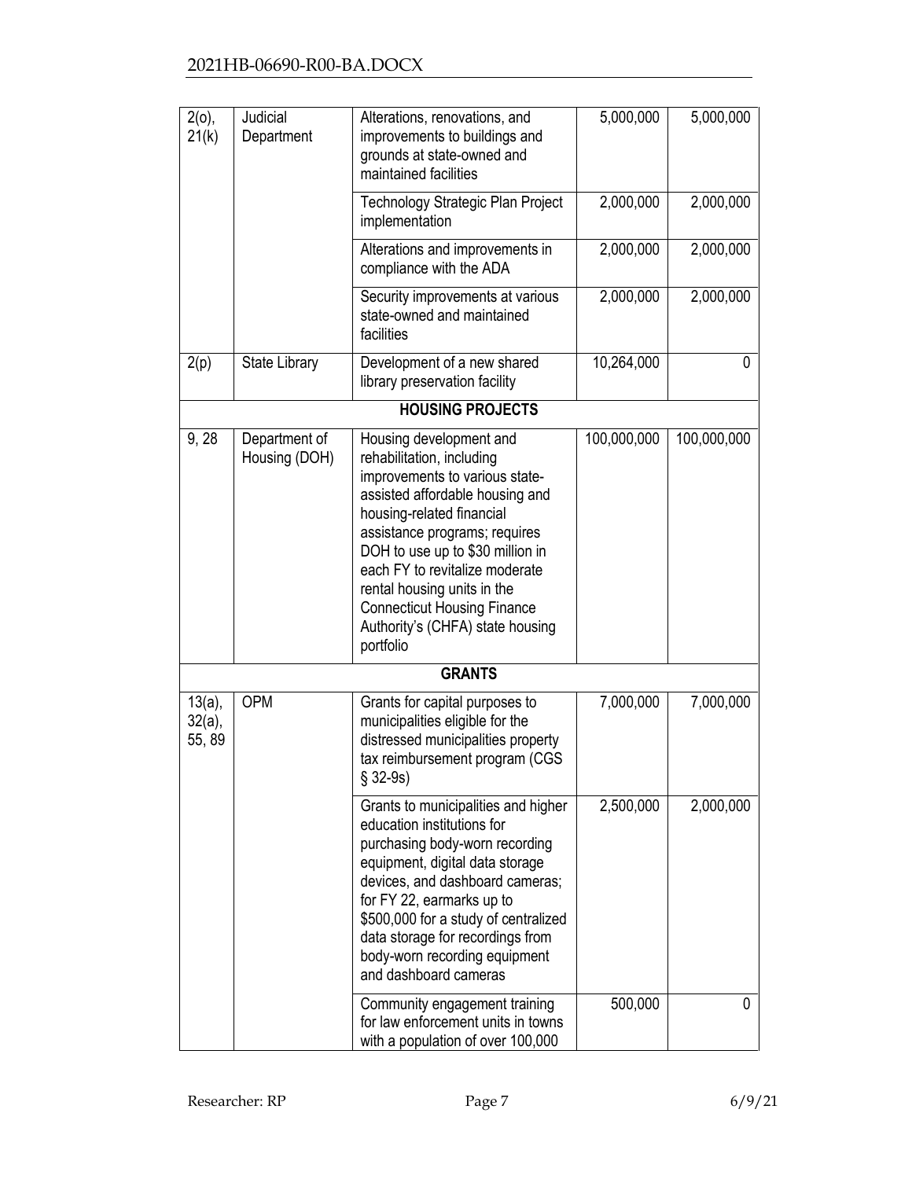| 2(o), 21(k) | Judicial Department | Alterations, renovations, and improvements to buildings and grounds at state-owned and maintained facilities | 5,000,000 | 5,000,000 |
|---|---|---|---|---|
| | | Technology Strategic Plan Project implementation | 2,000,000 | 2,000,000 |
| | | Alterations and improvements in compliance with the ADA | 2,000,000 | 2,000,000 |
| | | Security improvements at various state-owned and maintained facilities | 2,000,000 | 2,000,000 |
| 2(p) | State Library | Development of a new shared library preservation facility | 10,264,000 | 0 |
| | | **HOUSING PROJECTS** | | |
| 9, 28 | Department of Housing (DOH) | Housing development and rehabilitation, including improvements to various state-assisted affordable housing and housing-related financial assistance programs; requires DOH to use up to $30 million in each FY to revitalize moderate rental housing units in the Connecticut Housing Finance Authority's (CHFA) state housing portfolio | 100,000,000 | 100,000,000 |
| | | **GRANTS** | | |
| 13(a), 32(a), 55, 89 | OPM | Grants for capital purposes to municipalities eligible for the distressed municipalities property tax reimbursement program (CGS § 32-9s) | 7,000,000 | 7,000,000 |
| | | Grants to municipalities and higher education institutions for purchasing body-worn recording equipment, digital data storage devices, and dashboard cameras; for FY 22, earmarks up to $500,000 for a study of centralized data storage for recordings from body-worn recording equipment and dashboard cameras | 2,500,000 | 2,000,000 |
| | | Community engagement training for law enforcement units in towns with a population of over 100,000 | 500,000 | 0 |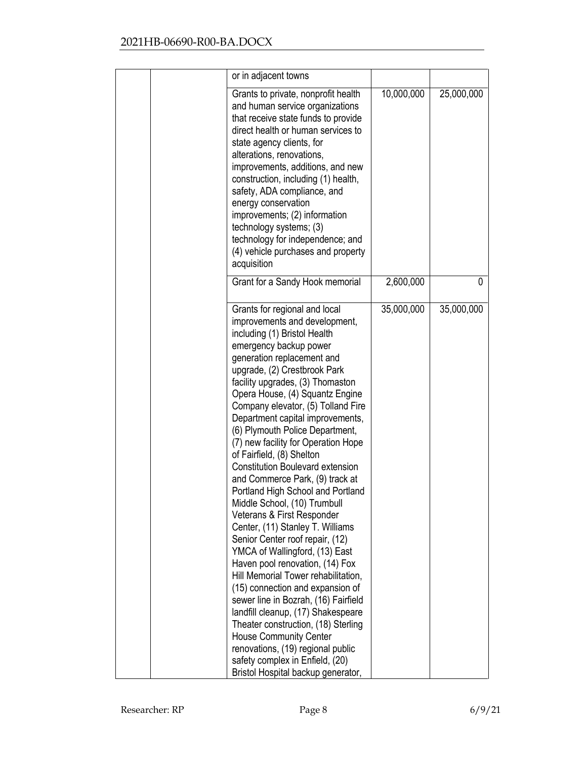|  |  |  |  |  |
|---|---|---|---|---|
|  |  | or in adjacent towns |  |  |
|  |  | Grants to private, nonprofit health and human service organizations that receive state funds to provide direct health or human services to state agency clients, for alterations, renovations, improvements, additions, and new construction, including (1) health, safety, ADA compliance, and energy conservation improvements; (2) information technology systems; (3) technology for independence; and (4) vehicle purchases and property acquisition | 10,000,000 | 25,000,000 |
|  |  | Grant for a Sandy Hook memorial | 2,600,000 | 0 |
|  |  | Grants for regional and local improvements and development, including (1) Bristol Health emergency backup power generation replacement and upgrade, (2) Crestbrook Park facility upgrades, (3) Thomaston Opera House, (4) Squantz Engine Company elevator, (5) Tolland Fire Department capital improvements, (6) Plymouth Police Department, (7) new facility for Operation Hope of Fairfield, (8) Shelton Constitution Boulevard extension and Commerce Park, (9) track at Portland High School and Portland Middle School, (10) Trumbull Veterans & First Responder Center, (11) Stanley T. Williams Senior Center roof repair, (12) YMCA of Wallingford, (13) East Haven pool renovation, (14) Fox Hill Memorial Tower rehabilitation, (15) connection and expansion of sewer line in Bozrah, (16) Fairfield landfill cleanup, (17) Shakespeare Theater construction, (18) Sterling House Community Center renovations, (19) regional public safety complex in Enfield, (20) Bristol Hospital backup generator, | 35,000,000 | 35,000,000 |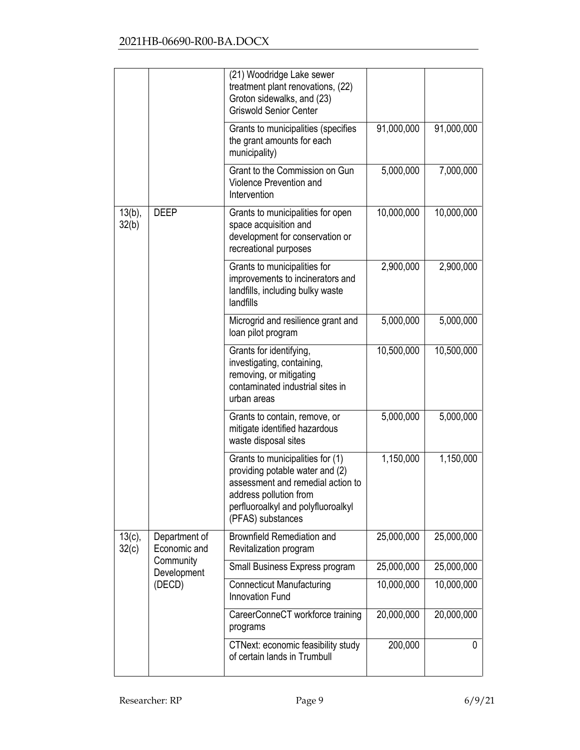| | | (21) Woodridge Lake sewer treatment plant renovations, (22) Groton sidewalks, and (23) Griswold Senior Center | | |
|---|---|---|---|---|
| | | Grants to municipalities (specifies the grant amounts for each municipality) | 91,000,000 | 91,000,000 |
| | | Grant to the Commission on Gun Violence Prevention and Intervention | 5,000,000 | 7,000,000 |
| 13(b), 32(b) | DEEP | Grants to municipalities for open space acquisition and development for conservation or recreational purposes | 10,000,000 | 10,000,000 |
| | | Grants to municipalities for improvements to incinerators and landfills, including bulky waste landfills | 2,900,000 | 2,900,000 |
| | | Microgrid and resilience grant and loan pilot program | 5,000,000 | 5,000,000 |
| | | Grants for identifying, investigating, containing, removing, or mitigating contaminated industrial sites in urban areas | 10,500,000 | 10,500,000 |
| | | Grants to contain, remove, or mitigate identified hazardous waste disposal sites | 5,000,000 | 5,000,000 |
| | | Grants to municipalities for (1) providing potable water and (2) assessment and remedial action to address pollution from perfluoroalkyl and polyfluoroalkyl (PFAS) substances | 1,150,000 | 1,150,000 |
| 13(c), 32(c) | Department of Economic and Community Development (DECD) | Brownfield Remediation and Revitalization program | 25,000,000 | 25,000,000 |
| | | Small Business Express program | 25,000,000 | 25,000,000 |
| | | Connecticut Manufacturing Innovation Fund | 10,000,000 | 10,000,000 |
| | | CareerConneCT workforce training programs | 20,000,000 | 20,000,000 |
| | | CTNext: economic feasibility study of certain lands in Trumbull | 200,000 | 0 |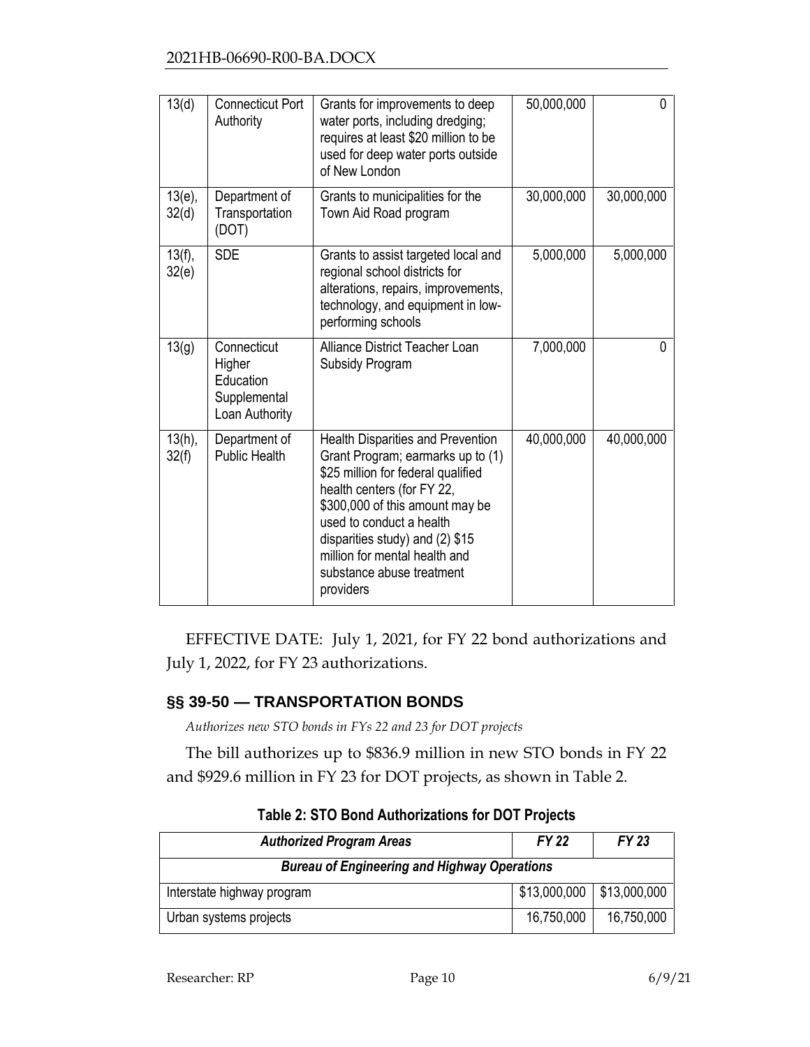| 13(d) | Connecticut Port Authority | Grants for improvements to deep water ports, including dredging; requires at least $20 million to be used for deep water ports outside of New London | 50,000,000 | 0 |
|---|---|---|---|---|
| 13(e), 32(d) | Department of Transportation (DOT) | Grants to municipalities for the Town Aid Road program | 30,000,000 | 30,000,000 |
| 13(f), 32(e) | SDE | Grants to assist targeted local and regional school districts for alterations, repairs, improvements, technology, and equipment in low-performing schools | 5,000,000 | 5,000,000 |
| 13(g) | Connecticut Higher Education Supplemental Loan Authority | Alliance District Teacher Loan Subsidy Program | 7,000,000 | 0 |
| 13(h), 32(f) | Department of Public Health | Health Disparities and Prevention Grant Program; earmarks up to (1) $25 million for federal qualified health centers (for FY 22, $300,000 of this amount may be used to conduct a health disparities study) and (2) $15 million for mental health and substance abuse treatment providers | 40,000,000 | 40,000,000 |

EFFECTIVE DATE: July 1, 2021, for FY 22 bond authorizations and July 1, 2022, for FY 23 authorizations.

## §§ 39-50 — TRANSPORTATION BONDS

*Authorizes new STO bonds in FYs 22 and 23 for DOT projects*

The bill authorizes up to $836.9 million in new STO bonds in FY 22 and $929.6 million in FY 23 for DOT projects, as shown in Table 2.

**Table 2: STO Bond Authorizations for DOT Projects**

| *Authorized Program Areas* | *FY 22* | *FY 23* |
|---|---|---|
| ***Bureau of Engineering and Highway Operations*** | | |
| Interstate highway program | $13,000,000 | $13,000,000 |
| Urban systems projects | 16,750,000 | 16,750,000 |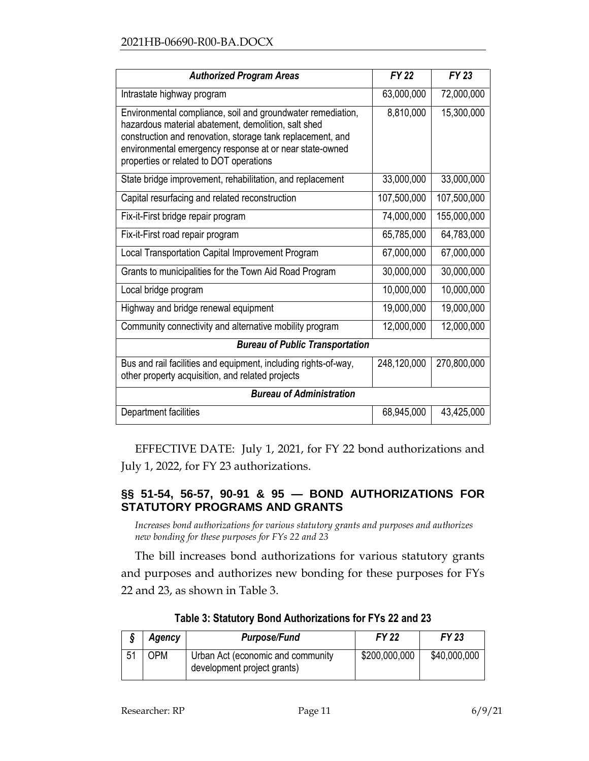| *Authorized Program Areas* | *FY 22* | *FY 23* |
|---|---|---|
| Intrastate highway program | 63,000,000 | 72,000,000 |
| Environmental compliance, soil and groundwater remediation, hazardous material abatement, demolition, salt shed construction and renovation, storage tank replacement, and environmental emergency response at or near state-owned properties or related to DOT operations | 8,810,000 | 15,300,000 |
| State bridge improvement, rehabilitation, and replacement | 33,000,000 | 33,000,000 |
| Capital resurfacing and related reconstruction | 107,500,000 | 107,500,000 |
| Fix-it-First bridge repair program | 74,000,000 | 155,000,000 |
| Fix-it-First road repair program | 65,785,000 | 64,783,000 |
| Local Transportation Capital Improvement Program | 67,000,000 | 67,000,000 |
| Grants to municipalities for the Town Aid Road Program | 30,000,000 | 30,000,000 |
| Local bridge program | 10,000,000 | 10,000,000 |
| Highway and bridge renewal equipment | 19,000,000 | 19,000,000 |
| Community connectivity and alternative mobility program | 12,000,000 | 12,000,000 |
| ***Bureau of Public Transportation*** | | |
| Bus and rail facilities and equipment, including rights-of-way, other property acquisition, and related projects | 248,120,000 | 270,800,000 |
| ***Bureau of Administration*** | | |
| Department facilities | 68,945,000 | 43,425,000 |

EFFECTIVE DATE: July 1, 2021, for FY 22 bond authorizations and July 1, 2022, for FY 23 authorizations.

## §§ 51-54, 56-57, 90-91 & 95 — BOND AUTHORIZATIONS FOR STATUTORY PROGRAMS AND GRANTS

*Increases bond authorizations for various statutory grants and purposes and authorizes new bonding for these purposes for FYs 22 and 23*

The bill increases bond authorizations for various statutory grants and purposes and authorizes new bonding for these purposes for FYs 22 and 23, as shown in Table 3.

**Table 3: Statutory Bond Authorizations for FYs 22 and 23**

| *§* | *Agency* | *Purpose/Fund* | *FY 22* | *FY 23* |
|---|---|---|---|---|
| 51 | OPM | Urban Act (economic and community development project grants) | $200,000,000 | $40,000,000 |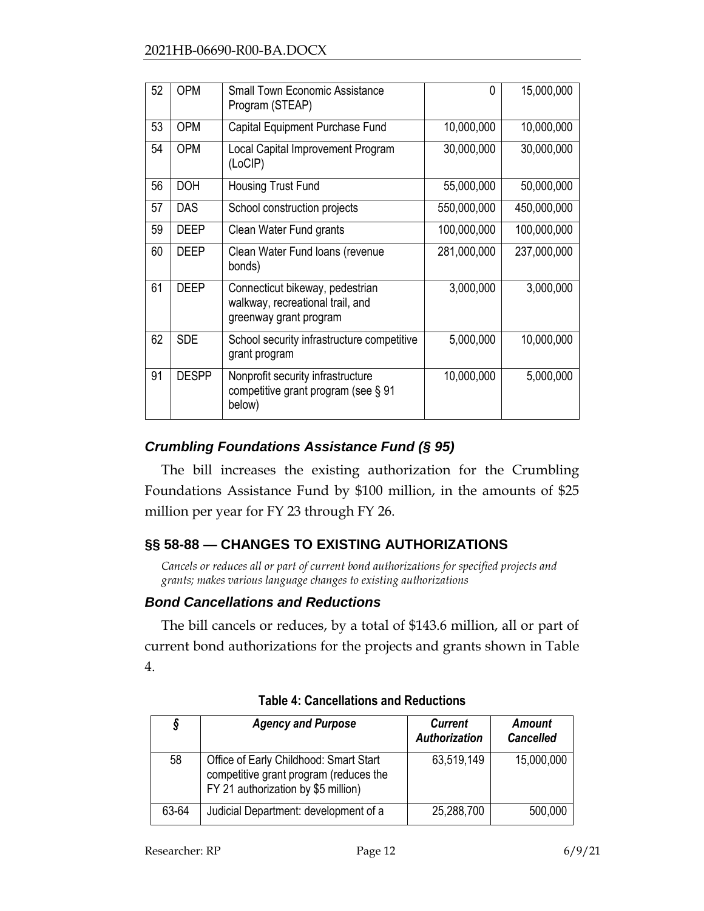| 52 | OPM | Small Town Economic Assistance Program (STEAP) | 0 | 15,000,000 |
|---|---|---|---|---|
| 53 | OPM | Capital Equipment Purchase Fund | 10,000,000 | 10,000,000 |
| 54 | OPM | Local Capital Improvement Program (LoCIP) | 30,000,000 | 30,000,000 |
| 56 | DOH | Housing Trust Fund | 55,000,000 | 50,000,000 |
| 57 | DAS | School construction projects | 550,000,000 | 450,000,000 |
| 59 | DEEP | Clean Water Fund grants | 100,000,000 | 100,000,000 |
| 60 | DEEP | Clean Water Fund loans (revenue bonds) | 281,000,000 | 237,000,000 |
| 61 | DEEP | Connecticut bikeway, pedestrian walkway, recreational trail, and greenway grant program | 3,000,000 | 3,000,000 |
| 62 | SDE | School security infrastructure competitive grant program | 5,000,000 | 10,000,000 |
| 91 | DESPP | Nonprofit security infrastructure competitive grant program (see § 91 below) | 10,000,000 | 5,000,000 |

### *Crumbling Foundations Assistance Fund (§ 95)*

The bill increases the existing authorization for the Crumbling Foundations Assistance Fund by $100 million, in the amounts of $25 million per year for FY 23 through FY 26.

## §§ 58-88 — CHANGES TO EXISTING AUTHORIZATIONS

*Cancels or reduces all or part of current bond authorizations for specified projects and grants; makes various language changes to existing authorizations*

### *Bond Cancellations and Reductions*

The bill cancels or reduces, by a total of $143.6 million, all or part of current bond authorizations for the projects and grants shown in Table 4.

**Table 4: Cancellations and Reductions**

| *§* | *Agency and Purpose* | *Current Authorization* | *Amount Cancelled* |
|---|---|---|---|
| 58 | Office of Early Childhood: Smart Start competitive grant program (reduces the FY 21 authorization by $5 million) | 63,519,149 | 15,000,000 |
| 63-64 | Judicial Department: development of a | 25,288,700 | 500,000 |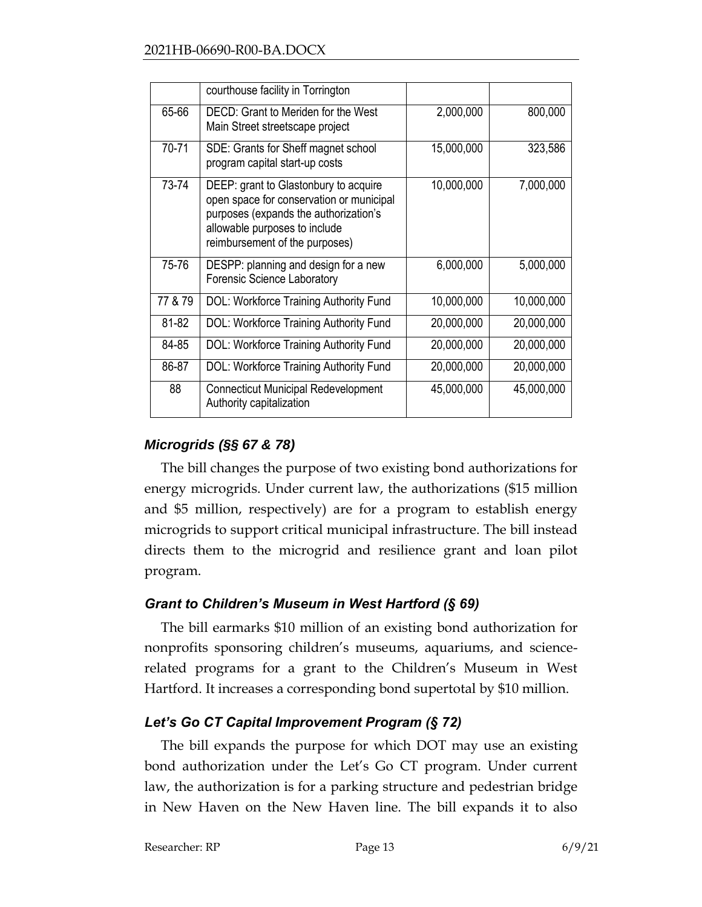|  | courthouse facility in Torrington |  |  |
|---|---|---|---|
| 65-66 | DECD: Grant to Meriden for the West Main Street streetscape project | 2,000,000 | 800,000 |
| 70-71 | SDE: Grants for Sheff magnet school program capital start-up costs | 15,000,000 | 323,586 |
| 73-74 | DEEP: grant to Glastonbury to acquire open space for conservation or municipal purposes (expands the authorization's allowable purposes to include reimbursement of the purposes) | 10,000,000 | 7,000,000 |
| 75-76 | DESPP: planning and design for a new Forensic Science Laboratory | 6,000,000 | 5,000,000 |
| 77 & 79 | DOL: Workforce Training Authority Fund | 10,000,000 | 10,000,000 |
| 81-82 | DOL: Workforce Training Authority Fund | 20,000,000 | 20,000,000 |
| 84-85 | DOL: Workforce Training Authority Fund | 20,000,000 | 20,000,000 |
| 86-87 | DOL: Workforce Training Authority Fund | 20,000,000 | 20,000,000 |
| 88 | Connecticut Municipal Redevelopment Authority capitalization | 45,000,000 | 45,000,000 |

### *Microgrids (§§ 67 & 78)*

The bill changes the purpose of two existing bond authorizations for energy microgrids. Under current law, the authorizations ($15 million and $5 million, respectively) are for a program to establish energy microgrids to support critical municipal infrastructure. The bill instead directs them to the microgrid and resilience grant and loan pilot program.

### *Grant to Children's Museum in West Hartford (§ 69)*

The bill earmarks $10 million of an existing bond authorization for nonprofits sponsoring children's museums, aquariums, and science-related programs for a grant to the Children's Museum in West Hartford. It increases a corresponding bond supertotal by $10 million.

### *Let's Go CT Capital Improvement Program (§ 72)*

The bill expands the purpose for which DOT may use an existing bond authorization under the Let's Go CT program. Under current law, the authorization is for a parking structure and pedestrian bridge in New Haven on the New Haven line. The bill expands it to also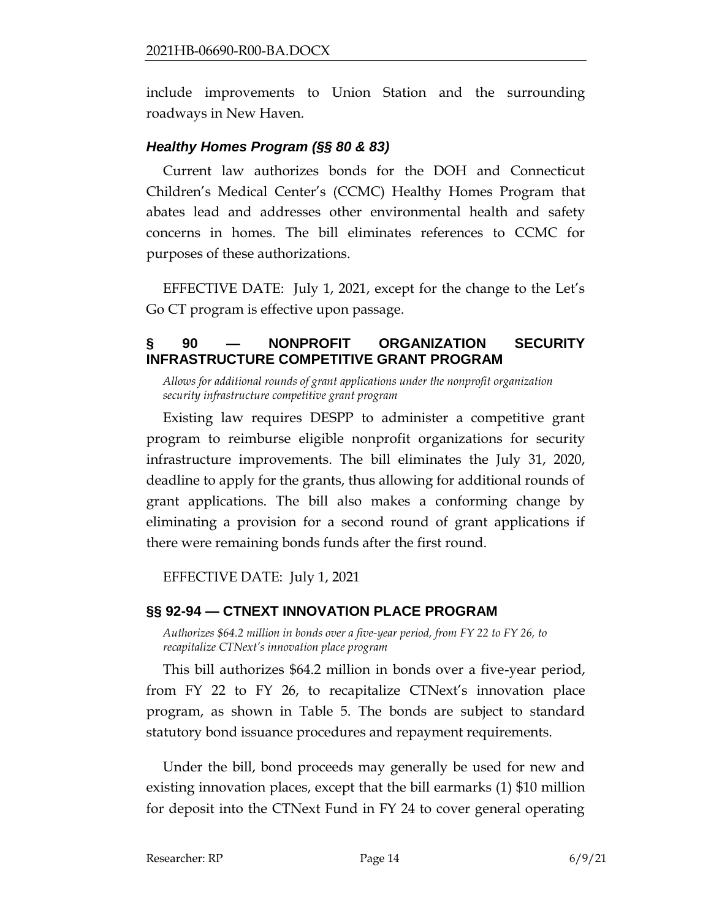include improvements to Union Station and the surrounding roadways in New Haven.

### *Healthy Homes Program (§§ 80 & 83)*

Current law authorizes bonds for the DOH and Connecticut Children's Medical Center's (CCMC) Healthy Homes Program that abates lead and addresses other environmental health and safety concerns in homes. The bill eliminates references to CCMC for purposes of these authorizations.

EFFECTIVE DATE: July 1, 2021, except for the change to the Let's Go CT program is effective upon passage.

## § 90 — NONPROFIT ORGANIZATION SECURITY INFRASTRUCTURE COMPETITIVE GRANT PROGRAM

*Allows for additional rounds of grant applications under the nonprofit organization security infrastructure competitive grant program*

Existing law requires DESPP to administer a competitive grant program to reimburse eligible nonprofit organizations for security infrastructure improvements. The bill eliminates the July 31, 2020, deadline to apply for the grants, thus allowing for additional rounds of grant applications. The bill also makes a conforming change by eliminating a provision for a second round of grant applications if there were remaining bonds funds after the first round.

EFFECTIVE DATE: July 1, 2021

## §§ 92-94 — CTNEXT INNOVATION PLACE PROGRAM

*Authorizes $64.2 million in bonds over a five-year period, from FY 22 to FY 26, to recapitalize CTNext's innovation place program*

This bill authorizes $64.2 million in bonds over a five-year period, from FY 22 to FY 26, to recapitalize CTNext's innovation place program, as shown in Table 5. The bonds are subject to standard statutory bond issuance procedures and repayment requirements.

Under the bill, bond proceeds may generally be used for new and existing innovation places, except that the bill earmarks (1) $10 million for deposit into the CTNext Fund in FY 24 to cover general operating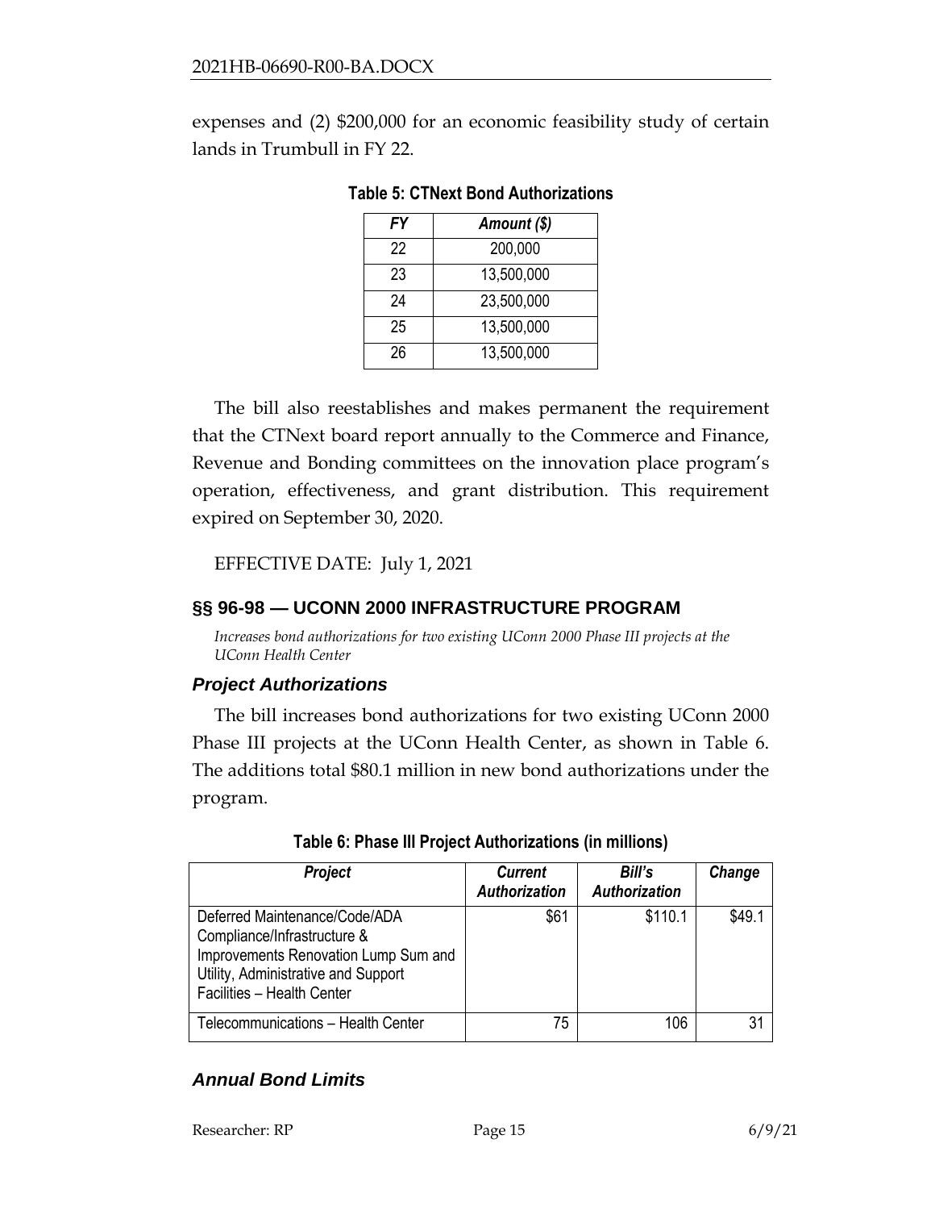expenses and (2) $200,000 for an economic feasibility study of certain lands in Trumbull in FY 22.

**Table 5: CTNext Bond Authorizations**

| *FY* | *Amount ($)* |
|---|---|
| 22 | 200,000 |
| 23 | 13,500,000 |
| 24 | 23,500,000 |
| 25 | 13,500,000 |
| 26 | 13,500,000 |

The bill also reestablishes and makes permanent the requirement that the CTNext board report annually to the Commerce and Finance, Revenue and Bonding committees on the innovation place program's operation, effectiveness, and grant distribution. This requirement expired on September 30, 2020.

EFFECTIVE DATE: July 1, 2021

## §§ 96-98 — UCONN 2000 INFRASTRUCTURE PROGRAM

*Increases bond authorizations for two existing UConn 2000 Phase III projects at the UConn Health Center*

### *Project Authorizations*

The bill increases bond authorizations for two existing UConn 2000 Phase III projects at the UConn Health Center, as shown in Table 6. The additions total $80.1 million in new bond authorizations under the program.

**Table 6: Phase III Project Authorizations (in millions)**

| *Project* | *Current Authorization* | *Bill's Authorization* | *Change* |
|---|---|---|---|
| Deferred Maintenance/Code/ADA Compliance/Infrastructure & Improvements Renovation Lump Sum and Utility, Administrative and Support Facilities – Health Center | $61 | $110.1 | $49.1 |
| Telecommunications – Health Center | 75 | 106 | 31 |

### *Annual Bond Limits*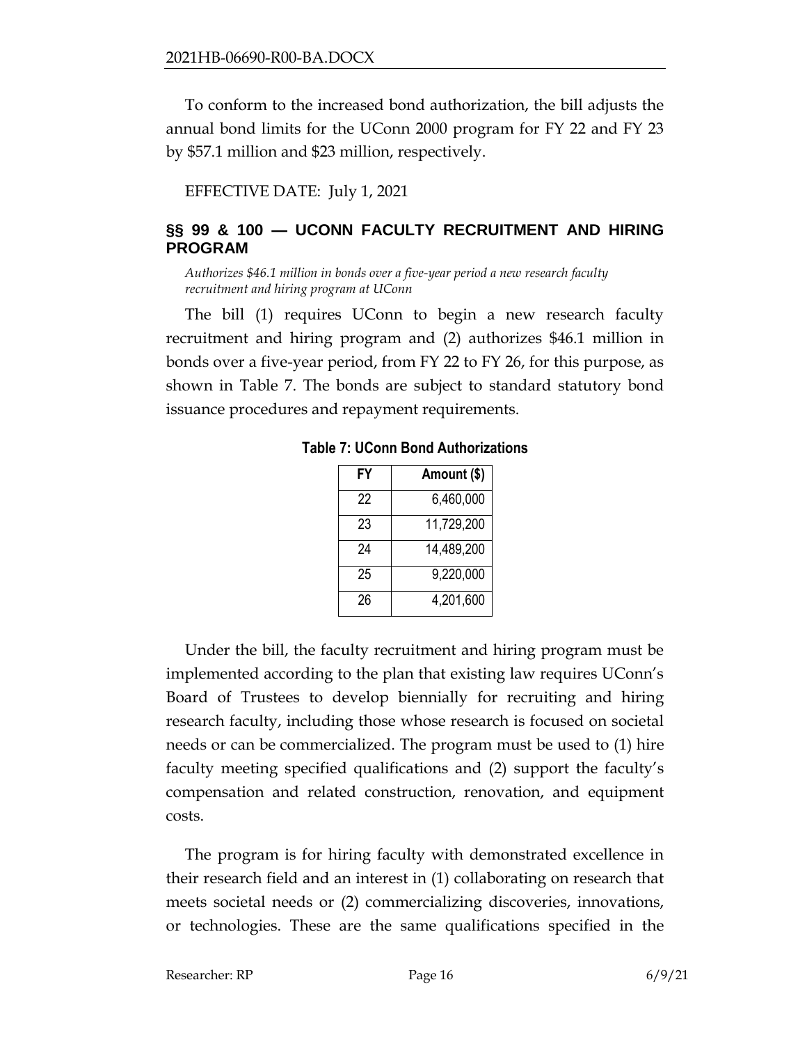To conform to the increased bond authorization, the bill adjusts the annual bond limits for the UConn 2000 program for FY 22 and FY 23 by $57.1 million and $23 million, respectively.

EFFECTIVE DATE: July 1, 2021

## §§ 99 & 100 — UCONN FACULTY RECRUITMENT AND HIRING PROGRAM

*Authorizes $46.1 million in bonds over a five-year period a new research faculty recruitment and hiring program at UConn*

The bill (1) requires UConn to begin a new research faculty recruitment and hiring program and (2) authorizes $46.1 million in bonds over a five-year period, from FY 22 to FY 26, for this purpose, as shown in Table 7. The bonds are subject to standard statutory bond issuance procedures and repayment requirements.

**Table 7: UConn Bond Authorizations**

| FY | Amount ($) |
|---|---|
| 22 | 6,460,000 |
| 23 | 11,729,200 |
| 24 | 14,489,200 |
| 25 | 9,220,000 |
| 26 | 4,201,600 |

Under the bill, the faculty recruitment and hiring program must be implemented according to the plan that existing law requires UConn's Board of Trustees to develop biennially for recruiting and hiring research faculty, including those whose research is focused on societal needs or can be commercialized. The program must be used to (1) hire faculty meeting specified qualifications and (2) support the faculty's compensation and related construction, renovation, and equipment costs.

The program is for hiring faculty with demonstrated excellence in their research field and an interest in (1) collaborating on research that meets societal needs or (2) commercializing discoveries, innovations, or technologies. These are the same qualifications specified in the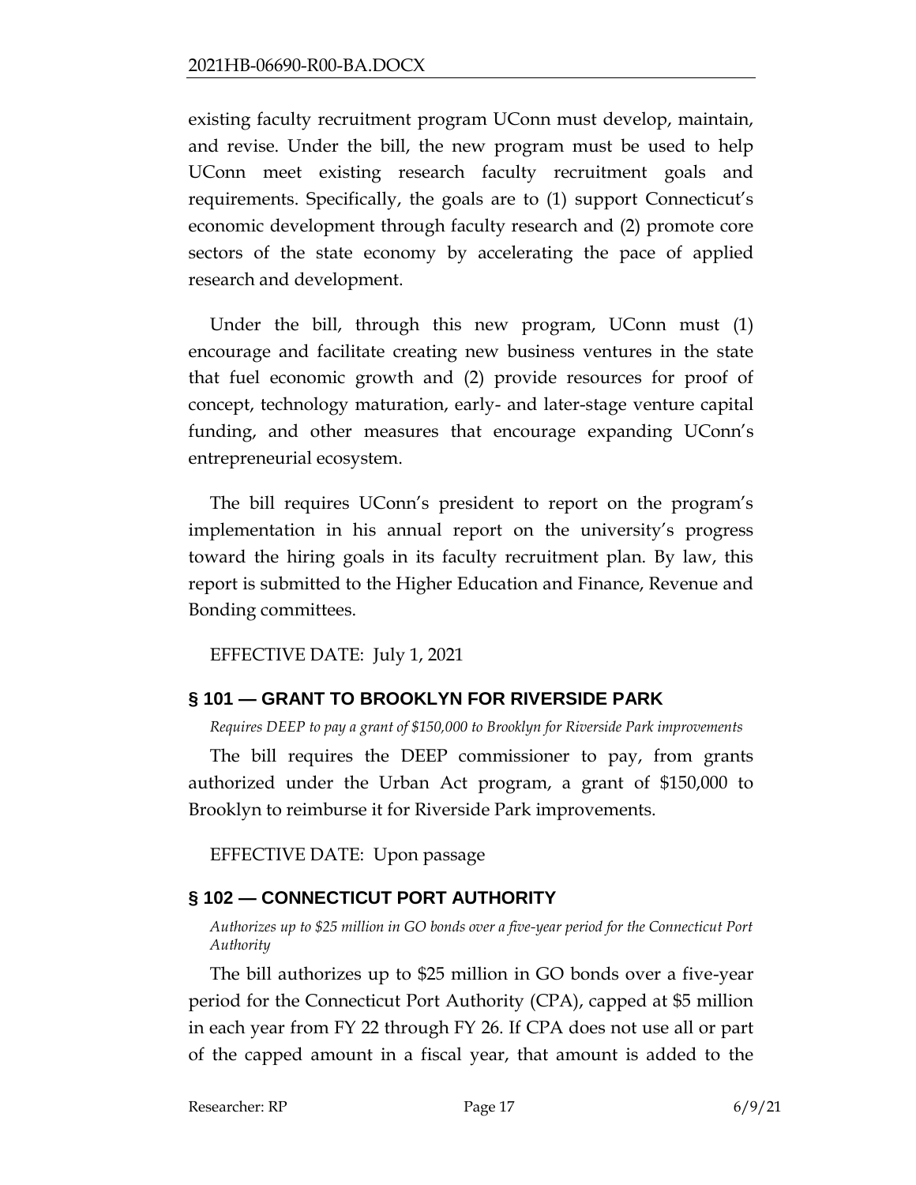existing faculty recruitment program UConn must develop, maintain, and revise. Under the bill, the new program must be used to help UConn meet existing research faculty recruitment goals and requirements. Specifically, the goals are to (1) support Connecticut's economic development through faculty research and (2) promote core sectors of the state economy by accelerating the pace of applied research and development.

Under the bill, through this new program, UConn must (1) encourage and facilitate creating new business ventures in the state that fuel economic growth and (2) provide resources for proof of concept, technology maturation, early- and later-stage venture capital funding, and other measures that encourage expanding UConn's entrepreneurial ecosystem.

The bill requires UConn's president to report on the program's implementation in his annual report on the university's progress toward the hiring goals in its faculty recruitment plan. By law, this report is submitted to the Higher Education and Finance, Revenue and Bonding committees.

EFFECTIVE DATE: July 1, 2021

## § 101 — GRANT TO BROOKLYN FOR RIVERSIDE PARK

*Requires DEEP to pay a grant of $150,000 to Brooklyn for Riverside Park improvements*

The bill requires the DEEP commissioner to pay, from grants authorized under the Urban Act program, a grant of $150,000 to Brooklyn to reimburse it for Riverside Park improvements.

EFFECTIVE DATE: Upon passage

## § 102 — CONNECTICUT PORT AUTHORITY

*Authorizes up to $25 million in GO bonds over a five-year period for the Connecticut Port Authority*

The bill authorizes up to $25 million in GO bonds over a five-year period for the Connecticut Port Authority (CPA), capped at $5 million in each year from FY 22 through FY 26. If CPA does not use all or part of the capped amount in a fiscal year, that amount is added to the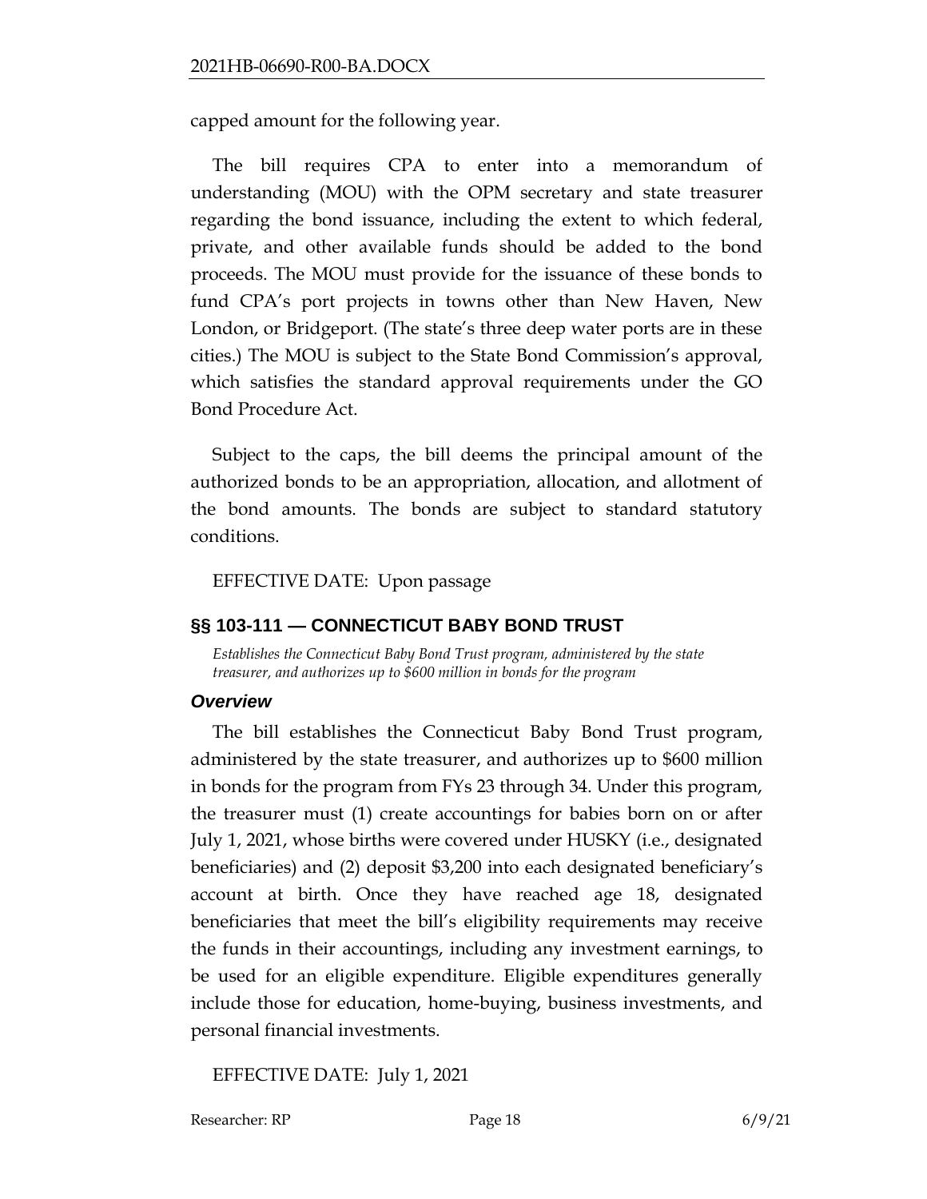capped amount for the following year.

The bill requires CPA to enter into a memorandum of understanding (MOU) with the OPM secretary and state treasurer regarding the bond issuance, including the extent to which federal, private, and other available funds should be added to the bond proceeds. The MOU must provide for the issuance of these bonds to fund CPA's port projects in towns other than New Haven, New London, or Bridgeport. (The state's three deep water ports are in these cities.) The MOU is subject to the State Bond Commission's approval, which satisfies the standard approval requirements under the GO Bond Procedure Act.

Subject to the caps, the bill deems the principal amount of the authorized bonds to be an appropriation, allocation, and allotment of the bond amounts. The bonds are subject to standard statutory conditions.

EFFECTIVE DATE: Upon passage

## §§ 103-111 — CONNECTICUT BABY BOND TRUST

*Establishes the Connecticut Baby Bond Trust program, administered by the state treasurer, and authorizes up to $600 million in bonds for the program*

### *Overview*

The bill establishes the Connecticut Baby Bond Trust program, administered by the state treasurer, and authorizes up to $600 million in bonds for the program from FYs 23 through 34. Under this program, the treasurer must (1) create accountings for babies born on or after July 1, 2021, whose births were covered under HUSKY (i.e., designated beneficiaries) and (2) deposit $3,200 into each designated beneficiary's account at birth. Once they have reached age 18, designated beneficiaries that meet the bill's eligibility requirements may receive the funds in their accountings, including any investment earnings, to be used for an eligible expenditure. Eligible expenditures generally include those for education, home-buying, business investments, and personal financial investments.

EFFECTIVE DATE: July 1, 2021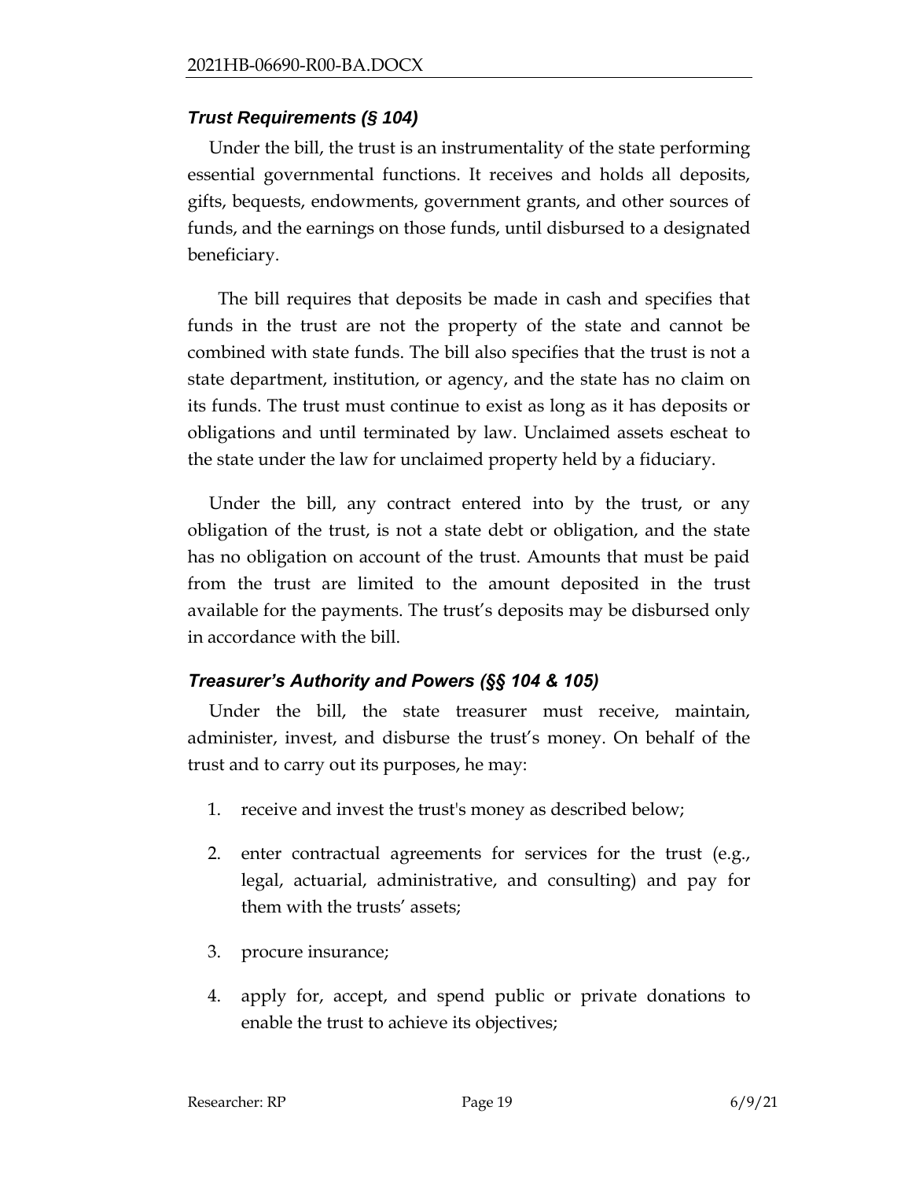### *Trust Requirements (§ 104)*

Under the bill, the trust is an instrumentality of the state performing essential governmental functions. It receives and holds all deposits, gifts, bequests, endowments, government grants, and other sources of funds, and the earnings on those funds, until disbursed to a designated beneficiary.

The bill requires that deposits be made in cash and specifies that funds in the trust are not the property of the state and cannot be combined with state funds. The bill also specifies that the trust is not a state department, institution, or agency, and the state has no claim on its funds. The trust must continue to exist as long as it has deposits or obligations and until terminated by law. Unclaimed assets escheat to the state under the law for unclaimed property held by a fiduciary.

Under the bill, any contract entered into by the trust, or any obligation of the trust, is not a state debt or obligation, and the state has no obligation on account of the trust. Amounts that must be paid from the trust are limited to the amount deposited in the trust available for the payments. The trust's deposits may be disbursed only in accordance with the bill.

### *Treasurer's Authority and Powers (§§ 104 & 105)*

Under the bill, the state treasurer must receive, maintain, administer, invest, and disburse the trust's money. On behalf of the trust and to carry out its purposes, he may:

1. receive and invest the trust's money as described below;
2. enter contractual agreements for services for the trust (e.g., legal, actuarial, administrative, and consulting) and pay for them with the trusts' assets;
3. procure insurance;
4. apply for, accept, and spend public or private donations to enable the trust to achieve its objectives;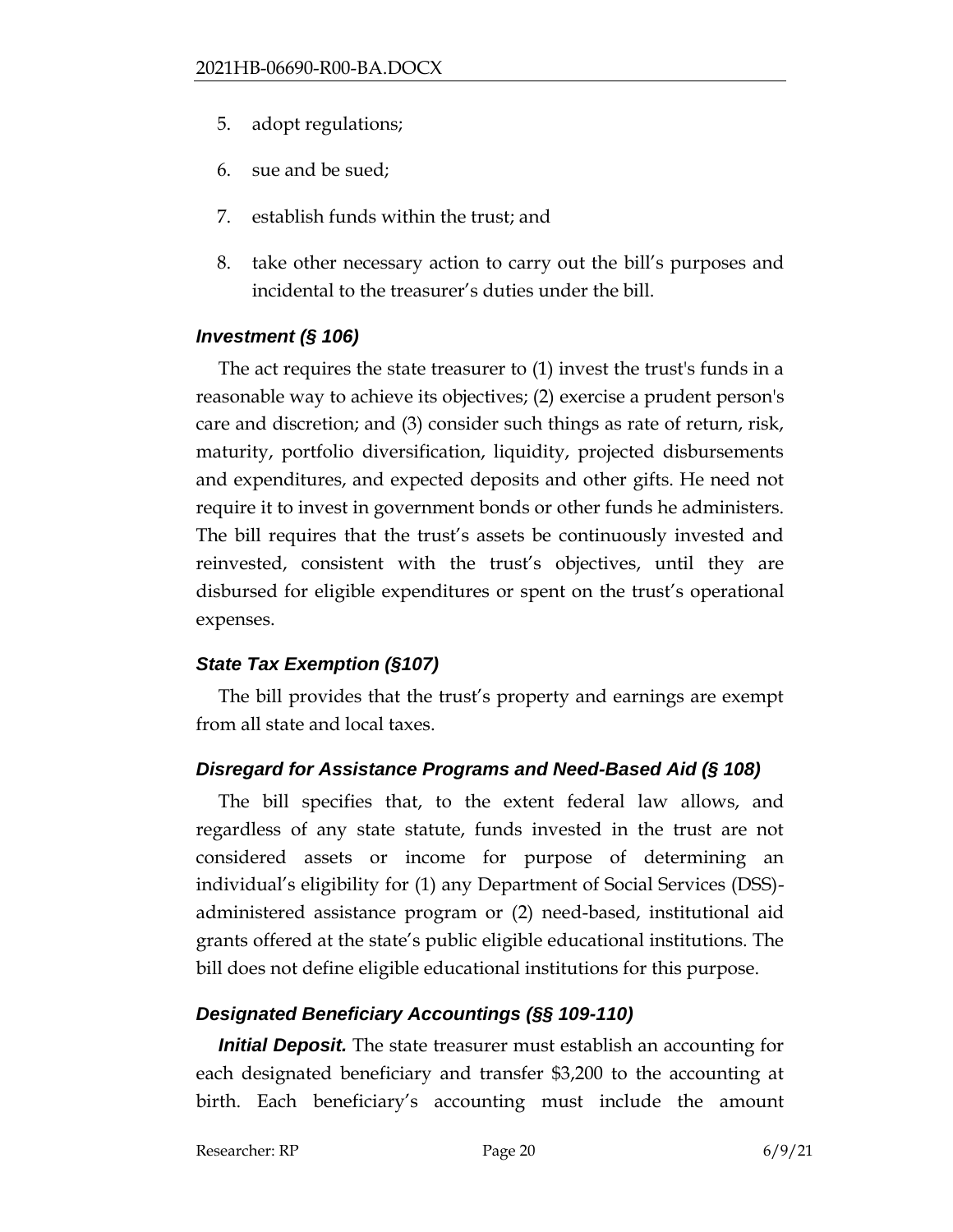5. adopt regulations;

6. sue and be sued;

7. establish funds within the trust; and

8. take other necessary action to carry out the bill's purposes and incidental to the treasurer's duties under the bill.

### *Investment (§ 106)*

The act requires the state treasurer to (1) invest the trust's funds in a reasonable way to achieve its objectives; (2) exercise a prudent person's care and discretion; and (3) consider such things as rate of return, risk, maturity, portfolio diversification, liquidity, projected disbursements and expenditures, and expected deposits and other gifts. He need not require it to invest in government bonds or other funds he administers. The bill requires that the trust's assets be continuously invested and reinvested, consistent with the trust's objectives, until they are disbursed for eligible expenditures or spent on the trust's operational expenses.

### *State Tax Exemption (§107)*

The bill provides that the trust's property and earnings are exempt from all state and local taxes.

### *Disregard for Assistance Programs and Need-Based Aid (§ 108)*

The bill specifies that, to the extent federal law allows, and regardless of any state statute, funds invested in the trust are not considered assets or income for purpose of determining an individual's eligibility for (1) any Department of Social Services (DSS)-administered assistance program or (2) need-based, institutional aid grants offered at the state's public eligible educational institutions. The bill does not define eligible educational institutions for this purpose.

### *Designated Beneficiary Accountings (§§ 109-110)*

***Initial Deposit.*** The state treasurer must establish an accounting for each designated beneficiary and transfer $3,200 to the accounting at birth. Each beneficiary's accounting must include the amount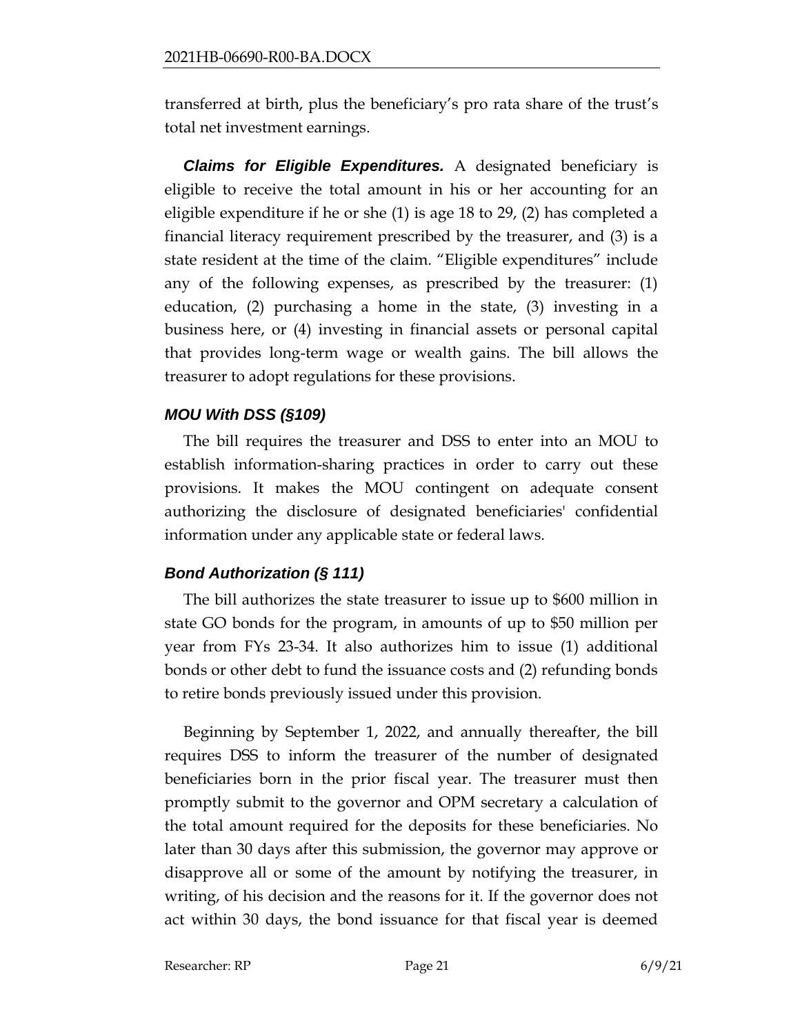transferred at birth, plus the beneficiary's pro rata share of the trust's total net investment earnings.

***Claims for Eligible Expenditures.*** A designated beneficiary is eligible to receive the total amount in his or her accounting for an eligible expenditure if he or she (1) is age 18 to 29, (2) has completed a financial literacy requirement prescribed by the treasurer, and (3) is a state resident at the time of the claim. "Eligible expenditures" include any of the following expenses, as prescribed by the treasurer: (1) education, (2) purchasing a home in the state, (3) investing in a business here, or (4) investing in financial assets or personal capital that provides long-term wage or wealth gains. The bill allows the treasurer to adopt regulations for these provisions.

### *MOU With DSS (§109)*

The bill requires the treasurer and DSS to enter into an MOU to establish information-sharing practices in order to carry out these provisions. It makes the MOU contingent on adequate consent authorizing the disclosure of designated beneficiaries' confidential information under any applicable state or federal laws.

### *Bond Authorization (§ 111)*

The bill authorizes the state treasurer to issue up to $600 million in state GO bonds for the program, in amounts of up to $50 million per year from FYs 23-34. It also authorizes him to issue (1) additional bonds or other debt to fund the issuance costs and (2) refunding bonds to retire bonds previously issued under this provision.

Beginning by September 1, 2022, and annually thereafter, the bill requires DSS to inform the treasurer of the number of designated beneficiaries born in the prior fiscal year. The treasurer must then promptly submit to the governor and OPM secretary a calculation of the total amount required for the deposits for these beneficiaries. No later than 30 days after this submission, the governor may approve or disapprove all or some of the amount by notifying the treasurer, in writing, of his decision and the reasons for it. If the governor does not act within 30 days, the bond issuance for that fiscal year is deemed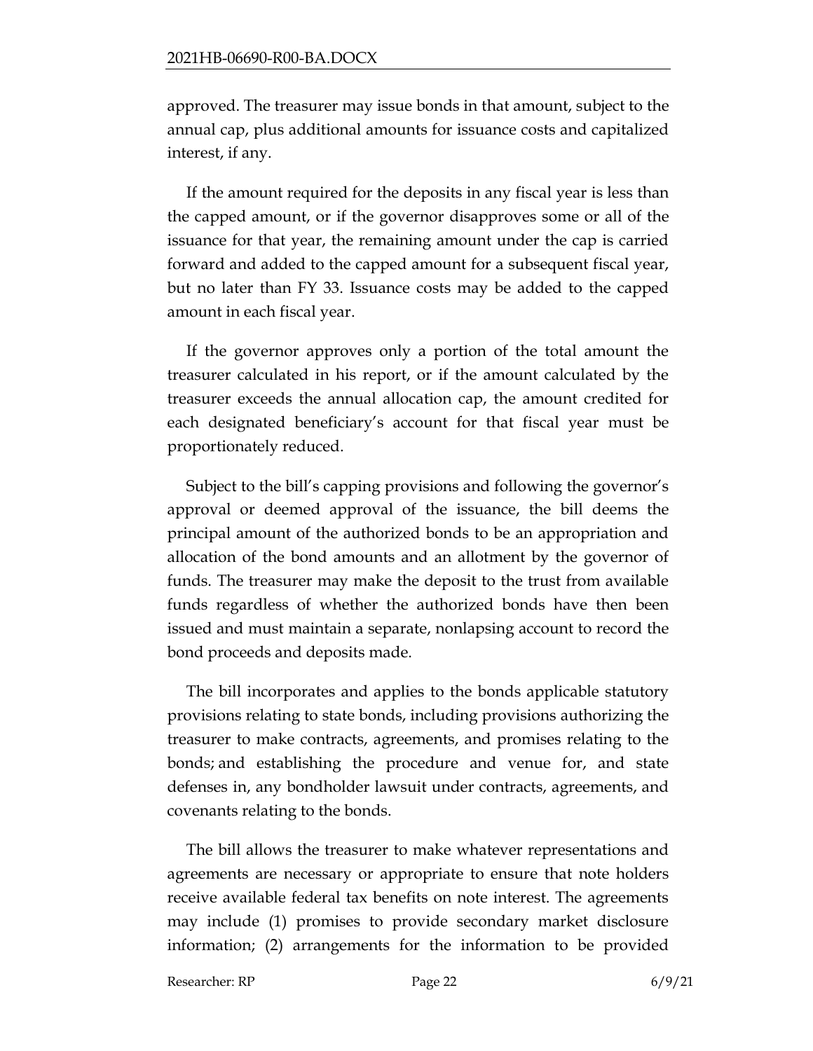approved. The treasurer may issue bonds in that amount, subject to the annual cap, plus additional amounts for issuance costs and capitalized interest, if any.

If the amount required for the deposits in any fiscal year is less than the capped amount, or if the governor disapproves some or all of the issuance for that year, the remaining amount under the cap is carried forward and added to the capped amount for a subsequent fiscal year, but no later than FY 33. Issuance costs may be added to the capped amount in each fiscal year.

If the governor approves only a portion of the total amount the treasurer calculated in his report, or if the amount calculated by the treasurer exceeds the annual allocation cap, the amount credited for each designated beneficiary's account for that fiscal year must be proportionately reduced.

Subject to the bill's capping provisions and following the governor's approval or deemed approval of the issuance, the bill deems the principal amount of the authorized bonds to be an appropriation and allocation of the bond amounts and an allotment by the governor of funds. The treasurer may make the deposit to the trust from available funds regardless of whether the authorized bonds have then been issued and must maintain a separate, nonlapsing account to record the bond proceeds and deposits made.

The bill incorporates and applies to the bonds applicable statutory provisions relating to state bonds, including provisions authorizing the treasurer to make contracts, agreements, and promises relating to the bonds; and establishing the procedure and venue for, and state defenses in, any bondholder lawsuit under contracts, agreements, and covenants relating to the bonds.

The bill allows the treasurer to make whatever representations and agreements are necessary or appropriate to ensure that note holders receive available federal tax benefits on note interest. The agreements may include (1) promises to provide secondary market disclosure information; (2) arrangements for the information to be provided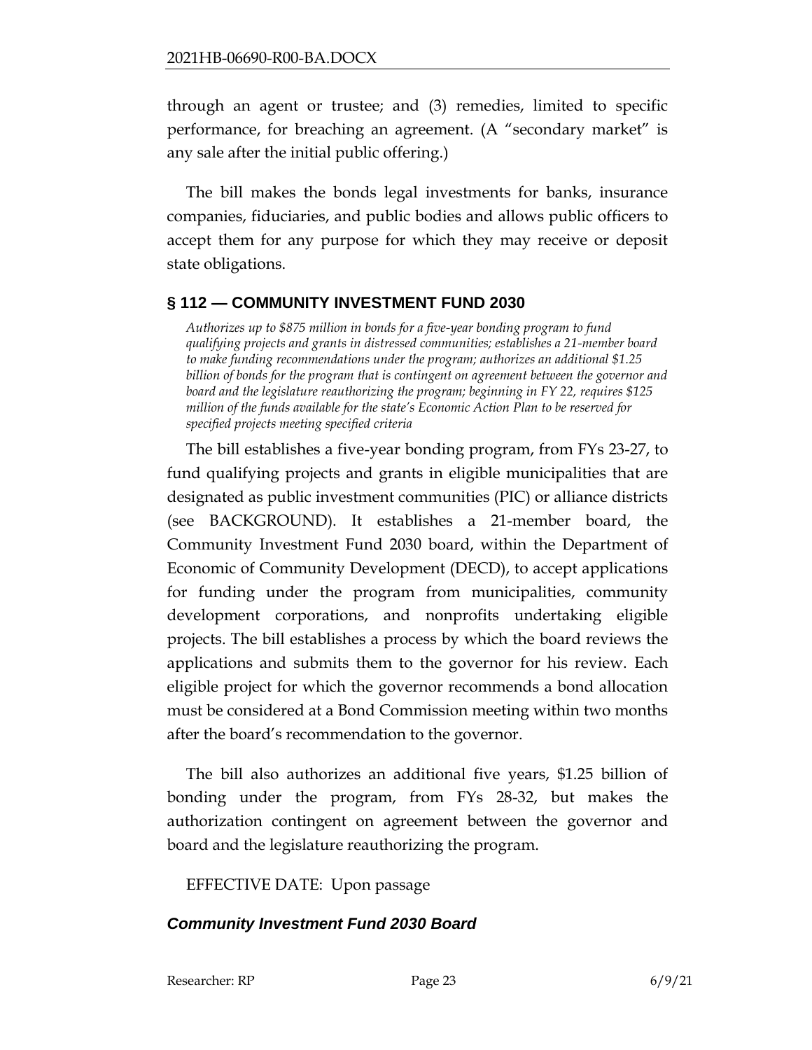through an agent or trustee; and (3) remedies, limited to specific performance, for breaching an agreement. (A "secondary market" is any sale after the initial public offering.)

The bill makes the bonds legal investments for banks, insurance companies, fiduciaries, and public bodies and allows public officers to accept them for any purpose for which they may receive or deposit state obligations.

## § 112 — COMMUNITY INVESTMENT FUND 2030

*Authorizes up to $875 million in bonds for a five-year bonding program to fund qualifying projects and grants in distressed communities; establishes a 21-member board to make funding recommendations under the program; authorizes an additional $1.25 billion of bonds for the program that is contingent on agreement between the governor and board and the legislature reauthorizing the program; beginning in FY 22, requires $125 million of the funds available for the state's Economic Action Plan to be reserved for specified projects meeting specified criteria*

The bill establishes a five-year bonding program, from FYs 23-27, to fund qualifying projects and grants in eligible municipalities that are designated as public investment communities (PIC) or alliance districts (see BACKGROUND). It establishes a 21-member board, the Community Investment Fund 2030 board, within the Department of Economic of Community Development (DECD), to accept applications for funding under the program from municipalities, community development corporations, and nonprofits undertaking eligible projects. The bill establishes a process by which the board reviews the applications and submits them to the governor for his review. Each eligible project for which the governor recommends a bond allocation must be considered at a Bond Commission meeting within two months after the board's recommendation to the governor.

The bill also authorizes an additional five years, $1.25 billion of bonding under the program, from FYs 28-32, but makes the authorization contingent on agreement between the governor and board and the legislature reauthorizing the program.

EFFECTIVE DATE: Upon passage

### *Community Investment Fund 2030 Board*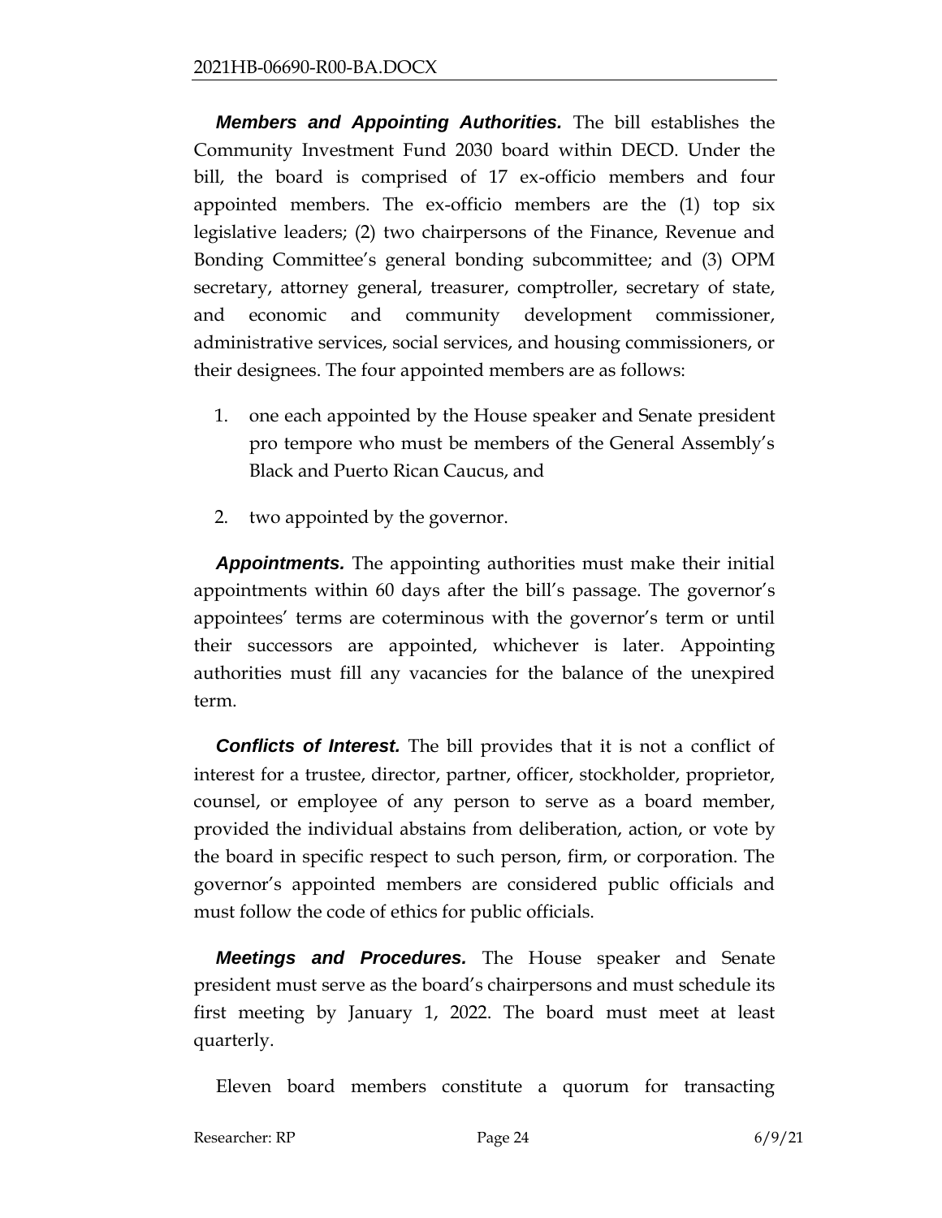***Members and Appointing Authorities.*** The bill establishes the Community Investment Fund 2030 board within DECD. Under the bill, the board is comprised of 17 ex-officio members and four appointed members. The ex-officio members are the (1) top six legislative leaders; (2) two chairpersons of the Finance, Revenue and Bonding Committee's general bonding subcommittee; and (3) OPM secretary, attorney general, treasurer, comptroller, secretary of state, and economic and community development commissioner, administrative services, social services, and housing commissioners, or their designees. The four appointed members are as follows:

1. one each appointed by the House speaker and Senate president pro tempore who must be members of the General Assembly's Black and Puerto Rican Caucus, and

2. two appointed by the governor.

***Appointments.*** The appointing authorities must make their initial appointments within 60 days after the bill's passage. The governor's appointees' terms are coterminous with the governor's term or until their successors are appointed, whichever is later. Appointing authorities must fill any vacancies for the balance of the unexpired term.

***Conflicts of Interest.*** The bill provides that it is not a conflict of interest for a trustee, director, partner, officer, stockholder, proprietor, counsel, or employee of any person to serve as a board member, provided the individual abstains from deliberation, action, or vote by the board in specific respect to such person, firm, or corporation. The governor's appointed members are considered public officials and must follow the code of ethics for public officials.

***Meetings and Procedures.*** The House speaker and Senate president must serve as the board's chairpersons and must schedule its first meeting by January 1, 2022. The board must meet at least quarterly.

Eleven board members constitute a quorum for transacting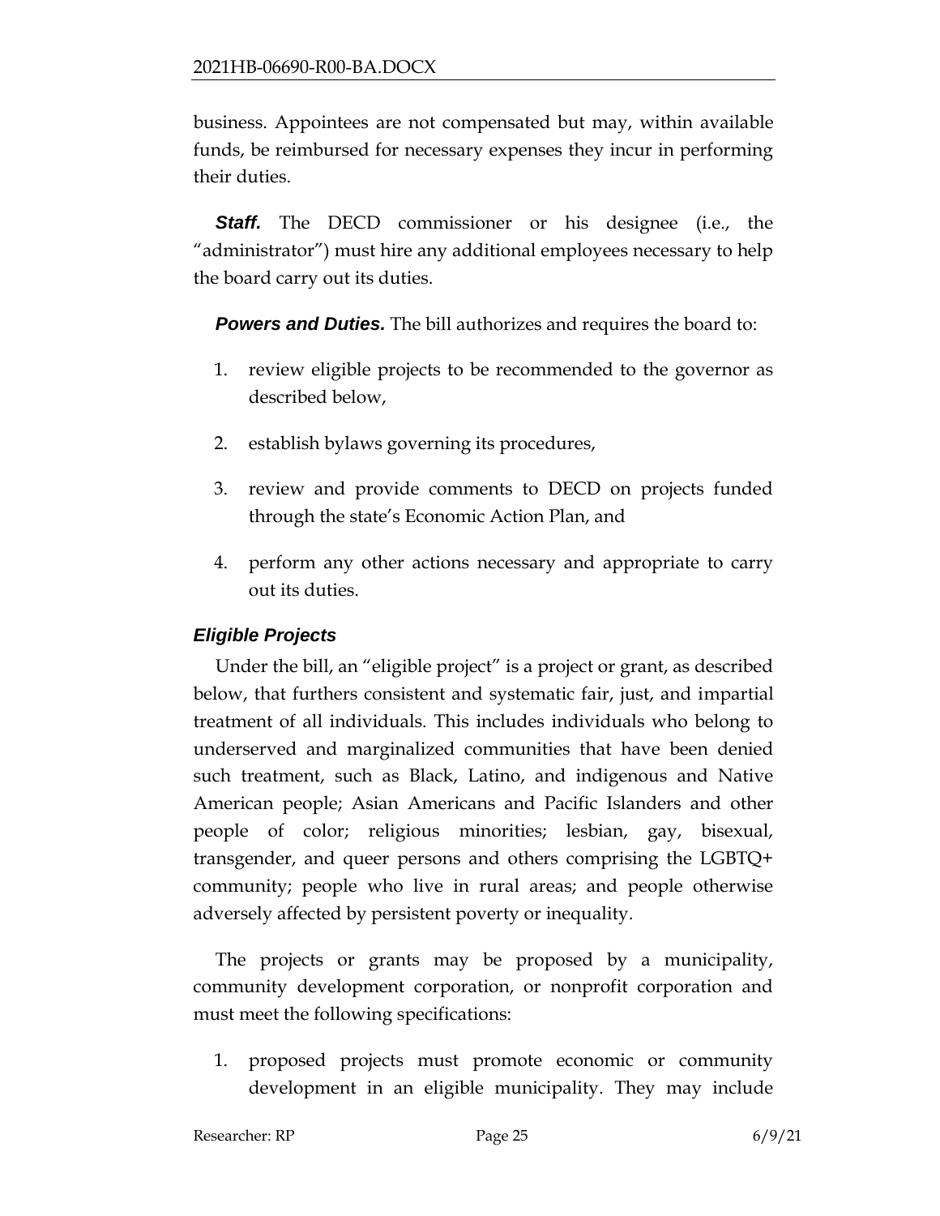business. Appointees are not compensated but may, within available funds, be reimbursed for necessary expenses they incur in performing their duties.

***Staff.*** The DECD commissioner or his designee (i.e., the "administrator") must hire any additional employees necessary to help the board carry out its duties.

***Powers and Duties.*** The bill authorizes and requires the board to:

1. review eligible projects to be recommended to the governor as described below,
2. establish bylaws governing its procedures,
3. review and provide comments to DECD on projects funded through the state's Economic Action Plan, and
4. perform any other actions necessary and appropriate to carry out its duties.

### *Eligible Projects*

Under the bill, an "eligible project" is a project or grant, as described below, that furthers consistent and systematic fair, just, and impartial treatment of all individuals. This includes individuals who belong to underserved and marginalized communities that have been denied such treatment, such as Black, Latino, and indigenous and Native American people; Asian Americans and Pacific Islanders and other people of color; religious minorities; lesbian, gay, bisexual, transgender, and queer persons and others comprising the LGBTQ+ community; people who live in rural areas; and people otherwise adversely affected by persistent poverty or inequality.

The projects or grants may be proposed by a municipality, community development corporation, or nonprofit corporation and must meet the following specifications:

1. proposed projects must promote economic or community development in an eligible municipality. They may include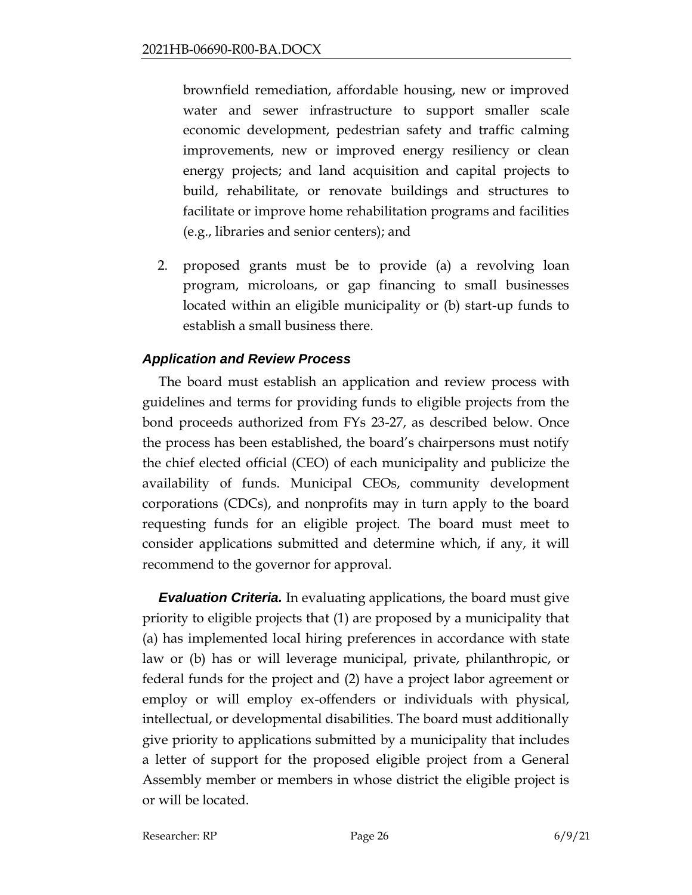brownfield remediation, affordable housing, new or improved water and sewer infrastructure to support smaller scale economic development, pedestrian safety and traffic calming improvements, new or improved energy resiliency or clean energy projects; and land acquisition and capital projects to build, rehabilitate, or renovate buildings and structures to facilitate or improve home rehabilitation programs and facilities (e.g., libraries and senior centers); and

2. proposed grants must be to provide (a) a revolving loan program, microloans, or gap financing to small businesses located within an eligible municipality or (b) start-up funds to establish a small business there.

### *Application and Review Process*

The board must establish an application and review process with guidelines and terms for providing funds to eligible projects from the bond proceeds authorized from FYs 23-27, as described below. Once the process has been established, the board's chairpersons must notify the chief elected official (CEO) of each municipality and publicize the availability of funds. Municipal CEOs, community development corporations (CDCs), and nonprofits may in turn apply to the board requesting funds for an eligible project. The board must meet to consider applications submitted and determine which, if any, it will recommend to the governor for approval.

***Evaluation Criteria.*** In evaluating applications, the board must give priority to eligible projects that (1) are proposed by a municipality that (a) has implemented local hiring preferences in accordance with state law or (b) has or will leverage municipal, private, philanthropic, or federal funds for the project and (2) have a project labor agreement or employ or will employ ex-offenders or individuals with physical, intellectual, or developmental disabilities. The board must additionally give priority to applications submitted by a municipality that includes a letter of support for the proposed eligible project from a General Assembly member or members in whose district the eligible project is or will be located.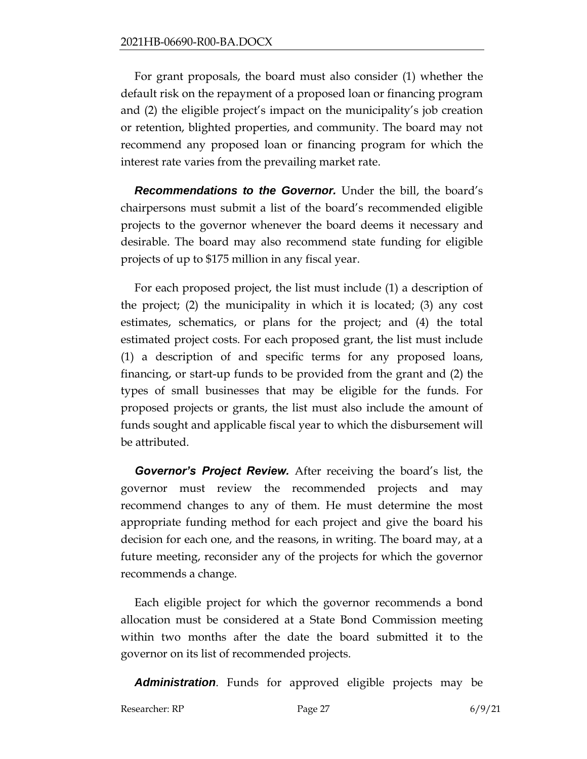For grant proposals, the board must also consider (1) whether the default risk on the repayment of a proposed loan or financing program and (2) the eligible project's impact on the municipality's job creation or retention, blighted properties, and community. The board may not recommend any proposed loan or financing program for which the interest rate varies from the prevailing market rate.

***Recommendations to the Governor.*** Under the bill, the board's chairpersons must submit a list of the board's recommended eligible projects to the governor whenever the board deems it necessary and desirable. The board may also recommend state funding for eligible projects of up to $175 million in any fiscal year.

For each proposed project, the list must include (1) a description of the project; (2) the municipality in which it is located; (3) any cost estimates, schematics, or plans for the project; and (4) the total estimated project costs. For each proposed grant, the list must include (1) a description of and specific terms for any proposed loans, financing, or start-up funds to be provided from the grant and (2) the types of small businesses that may be eligible for the funds. For proposed projects or grants, the list must also include the amount of funds sought and applicable fiscal year to which the disbursement will be attributed.

***Governor's Project Review.*** After receiving the board's list, the governor must review the recommended projects and may recommend changes to any of them. He must determine the most appropriate funding method for each project and give the board his decision for each one, and the reasons, in writing. The board may, at a future meeting, reconsider any of the projects for which the governor recommends a change.

Each eligible project for which the governor recommends a bond allocation must be considered at a State Bond Commission meeting within two months after the date the board submitted it to the governor on its list of recommended projects.

***Administration***. Funds for approved eligible projects may be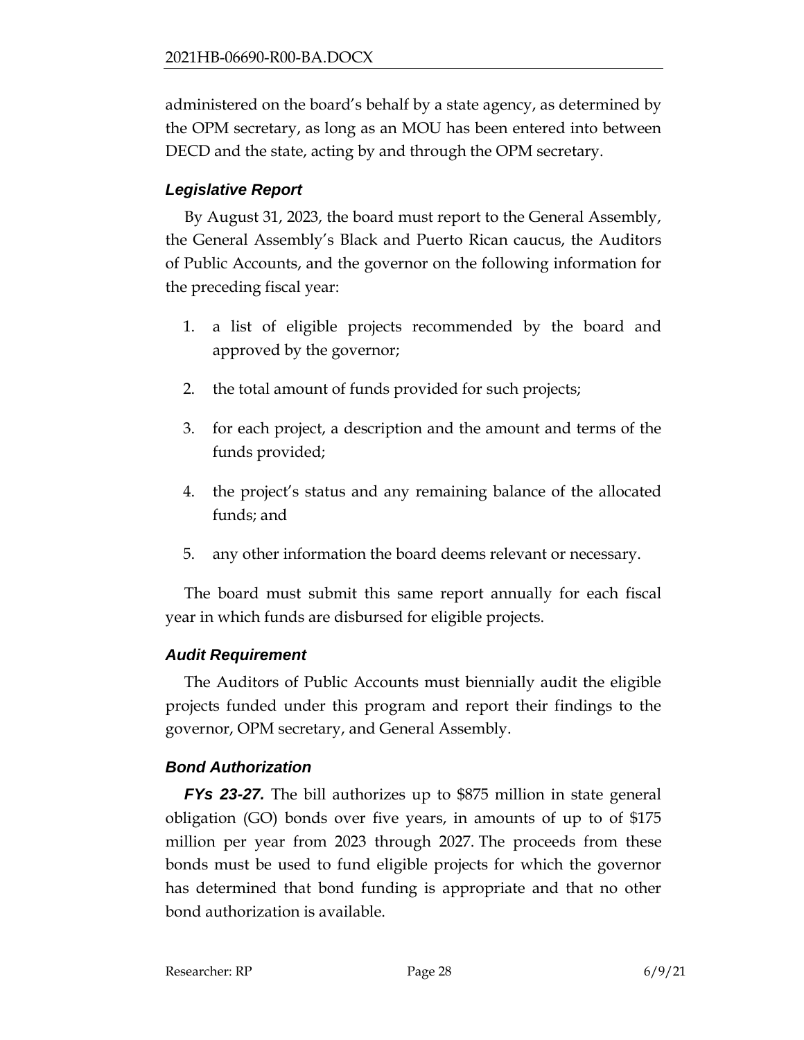administered on the board's behalf by a state agency, as determined by the OPM secretary, as long as an MOU has been entered into between DECD and the state, acting by and through the OPM secretary.

### *Legislative Report*

By August 31, 2023, the board must report to the General Assembly, the General Assembly's Black and Puerto Rican caucus, the Auditors of Public Accounts, and the governor on the following information for the preceding fiscal year:

1. a list of eligible projects recommended by the board and approved by the governor;
2. the total amount of funds provided for such projects;
3. for each project, a description and the amount and terms of the funds provided;
4. the project's status and any remaining balance of the allocated funds; and
5. any other information the board deems relevant or necessary.

The board must submit this same report annually for each fiscal year in which funds are disbursed for eligible projects.

### *Audit Requirement*

The Auditors of Public Accounts must biennially audit the eligible projects funded under this program and report their findings to the governor, OPM secretary, and General Assembly.

### *Bond Authorization*

***FYs 23-27.*** The bill authorizes up to $875 million in state general obligation (GO) bonds over five years, in amounts of up to of $175 million per year from 2023 through 2027. The proceeds from these bonds must be used to fund eligible projects for which the governor has determined that bond funding is appropriate and that no other bond authorization is available.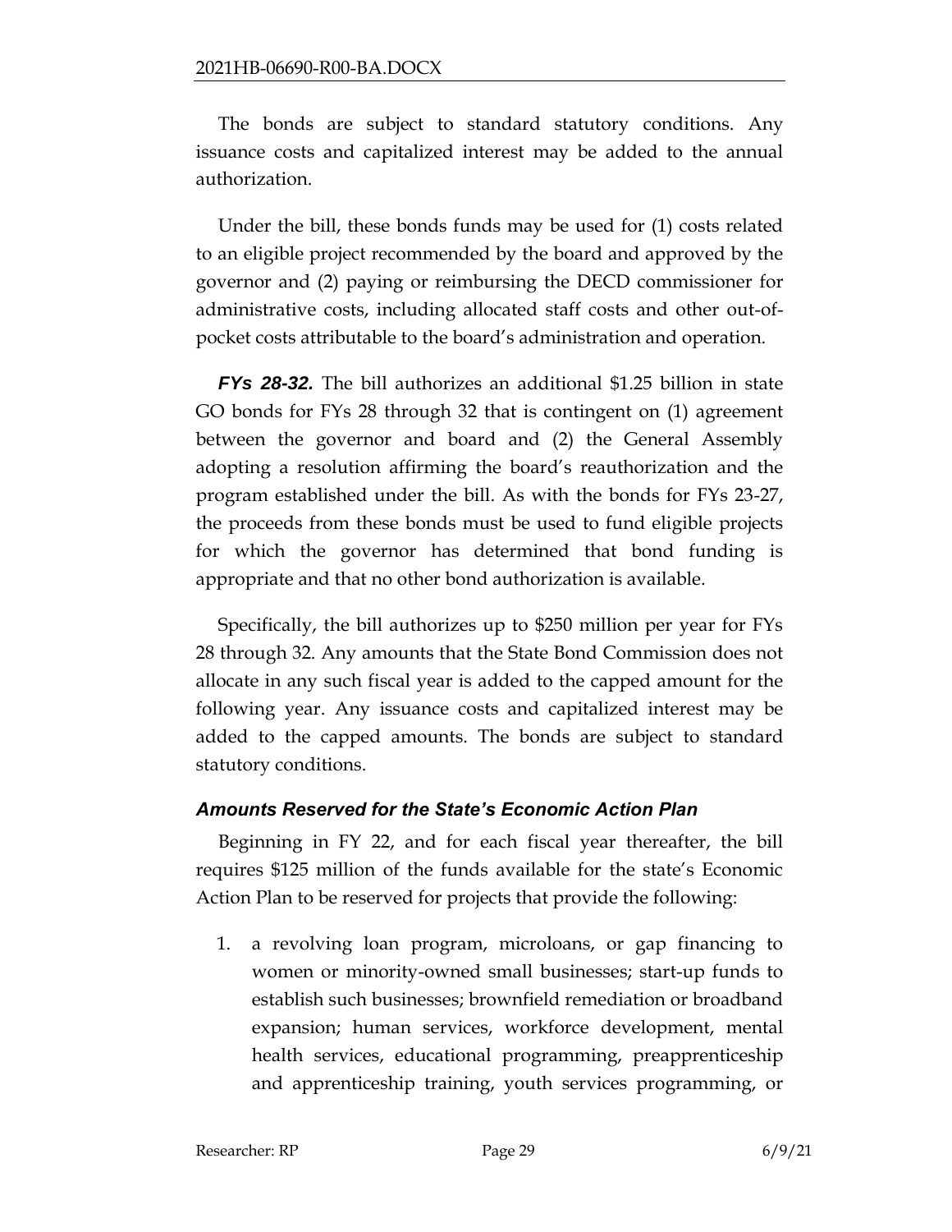The bonds are subject to standard statutory conditions. Any issuance costs and capitalized interest may be added to the annual authorization.

Under the bill, these bonds funds may be used for (1) costs related to an eligible project recommended by the board and approved by the governor and (2) paying or reimbursing the DECD commissioner for administrative costs, including allocated staff costs and other out-of-pocket costs attributable to the board's administration and operation.

***FYs 28-32.*** The bill authorizes an additional $1.25 billion in state GO bonds for FYs 28 through 32 that is contingent on (1) agreement between the governor and board and (2) the General Assembly adopting a resolution affirming the board's reauthorization and the program established under the bill. As with the bonds for FYs 23-27, the proceeds from these bonds must be used to fund eligible projects for which the governor has determined that bond funding is appropriate and that no other bond authorization is available.

Specifically, the bill authorizes up to $250 million per year for FYs 28 through 32. Any amounts that the State Bond Commission does not allocate in any such fiscal year is added to the capped amount for the following year. Any issuance costs and capitalized interest may be added to the capped amounts. The bonds are subject to standard statutory conditions.

### *Amounts Reserved for the State's Economic Action Plan*

Beginning in FY 22, and for each fiscal year thereafter, the bill requires $125 million of the funds available for the state's Economic Action Plan to be reserved for projects that provide the following:

1. a revolving loan program, microloans, or gap financing to women or minority-owned small businesses; start-up funds to establish such businesses; brownfield remediation or broadband expansion; human services, workforce development, mental health services, educational programming, preapprenticeship and apprenticeship training, youth services programming, or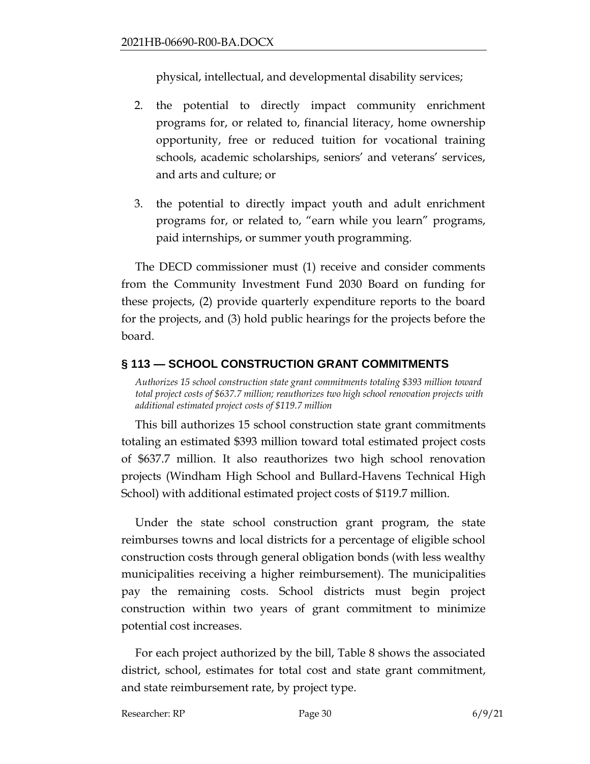physical, intellectual, and developmental disability services;

2. the potential to directly impact community enrichment programs for, or related to, financial literacy, home ownership opportunity, free or reduced tuition for vocational training schools, academic scholarships, seniors' and veterans' services, and arts and culture; or
3. the potential to directly impact youth and adult enrichment programs for, or related to, "earn while you learn" programs, paid internships, or summer youth programming.

The DECD commissioner must (1) receive and consider comments from the Community Investment Fund 2030 Board on funding for these projects, (2) provide quarterly expenditure reports to the board for the projects, and (3) hold public hearings for the projects before the board.

## § 113 — SCHOOL CONSTRUCTION GRANT COMMITMENTS

*Authorizes 15 school construction state grant commitments totaling $393 million toward total project costs of $637.7 million; reauthorizes two high school renovation projects with additional estimated project costs of $119.7 million*

This bill authorizes 15 school construction state grant commitments totaling an estimated $393 million toward total estimated project costs of $637.7 million. It also reauthorizes two high school renovation projects (Windham High School and Bullard-Havens Technical High School) with additional estimated project costs of $119.7 million.

Under the state school construction grant program, the state reimburses towns and local districts for a percentage of eligible school construction costs through general obligation bonds (with less wealthy municipalities receiving a higher reimbursement). The municipalities pay the remaining costs. School districts must begin project construction within two years of grant commitment to minimize potential cost increases.

For each project authorized by the bill, Table 8 shows the associated district, school, estimates for total cost and state grant commitment, and state reimbursement rate, by project type.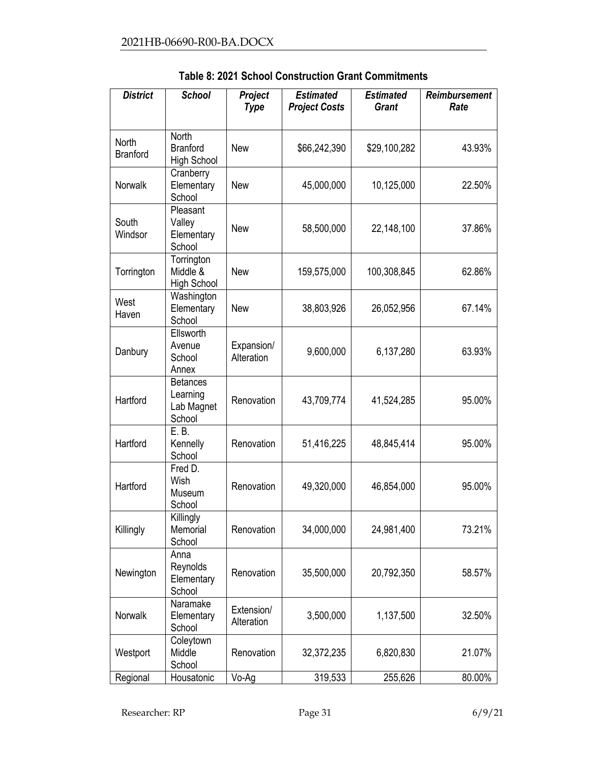**Table 8: 2021 School Construction Grant Commitments**

| *District* | *School* | *Project Type* | *Estimated Project Costs* | *Estimated Grant* | *Reimbursement Rate* |
|---|---|---|---|---|---|
| North Branford | North Branford High School | New | $66,242,390 | $29,100,282 | 43.93% |
| Norwalk | Cranberry Elementary School | New | 45,000,000 | 10,125,000 | 22.50% |
| South Windsor | Pleasant Valley Elementary School | New | 58,500,000 | 22,148,100 | 37.86% |
| Torrington | Torrington Middle & High School | New | 159,575,000 | 100,308,845 | 62.86% |
| West Haven | Washington Elementary School | New | 38,803,926 | 26,052,956 | 67.14% |
| Danbury | Ellsworth Avenue School Annex | Expansion/ Alteration | 9,600,000 | 6,137,280 | 63.93% |
| Hartford | Betances Learning Lab Magnet School | Renovation | 43,709,774 | 41,524,285 | 95.00% |
| Hartford | E. B. Kennelly School | Renovation | 51,416,225 | 48,845,414 | 95.00% |
| Hartford | Fred D. Wish Museum School | Renovation | 49,320,000 | 46,854,000 | 95.00% |
| Killingly | Killingly Memorial School | Renovation | 34,000,000 | 24,981,400 | 73.21% |
| Newington | Anna Reynolds Elementary School | Renovation | 35,500,000 | 20,792,350 | 58.57% |
| Norwalk | Naramake Elementary School | Extension/ Alteration | 3,500,000 | 1,137,500 | 32.50% |
| Westport | Coleytown Middle School | Renovation | 32,372,235 | 6,820,830 | 21.07% |
| Regional | Housatonic | Vo-Ag | 319,533 | 255,626 | 80.00% |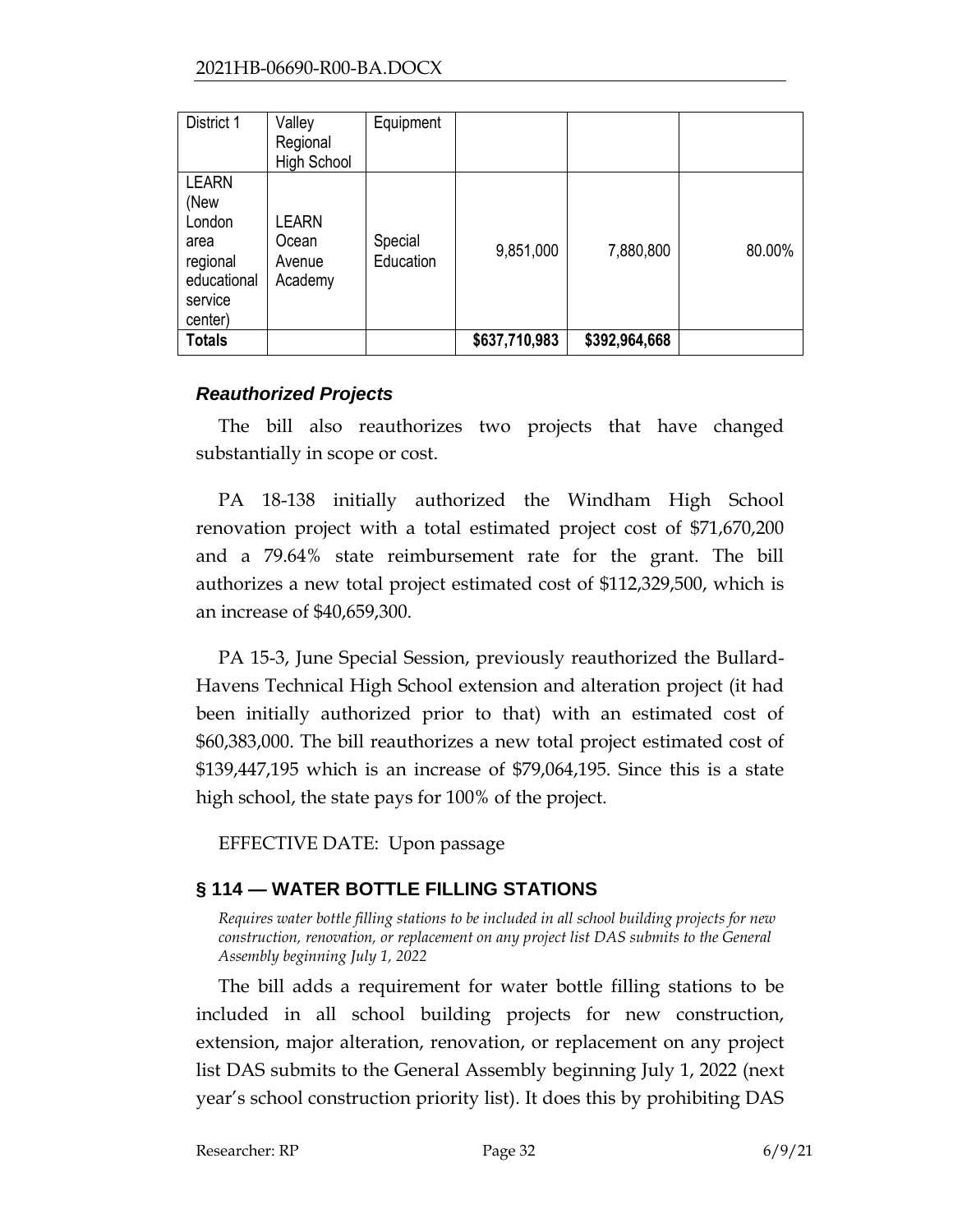| District 1 | Valley Regional High School | Equipment | | | |
|---|---|---|---|---|---|
| LEARN (New London area regional educational service center) | LEARN Ocean Avenue Academy | Special Education | 9,851,000 | 7,880,800 | 80.00% |
| **Totals** | | | **$637,710,983** | **$392,964,668** | |

### *Reauthorized Projects*

The bill also reauthorizes two projects that have changed substantially in scope or cost.

PA 18-138 initially authorized the Windham High School renovation project with a total estimated project cost of $71,670,200 and a 79.64% state reimbursement rate for the grant. The bill authorizes a new total project estimated cost of $112,329,500, which is an increase of $40,659,300.

PA 15-3, June Special Session, previously reauthorized the Bullard-Havens Technical High School extension and alteration project (it had been initially authorized prior to that) with an estimated cost of $60,383,000. The bill reauthorizes a new total project estimated cost of $139,447,195 which is an increase of $79,064,195. Since this is a state high school, the state pays for 100% of the project.

EFFECTIVE DATE: Upon passage

## § 114 — WATER BOTTLE FILLING STATIONS

*Requires water bottle filling stations to be included in all school building projects for new construction, renovation, or replacement on any project list DAS submits to the General Assembly beginning July 1, 2022*

The bill adds a requirement for water bottle filling stations to be included in all school building projects for new construction, extension, major alteration, renovation, or replacement on any project list DAS submits to the General Assembly beginning July 1, 2022 (next year's school construction priority list). It does this by prohibiting DAS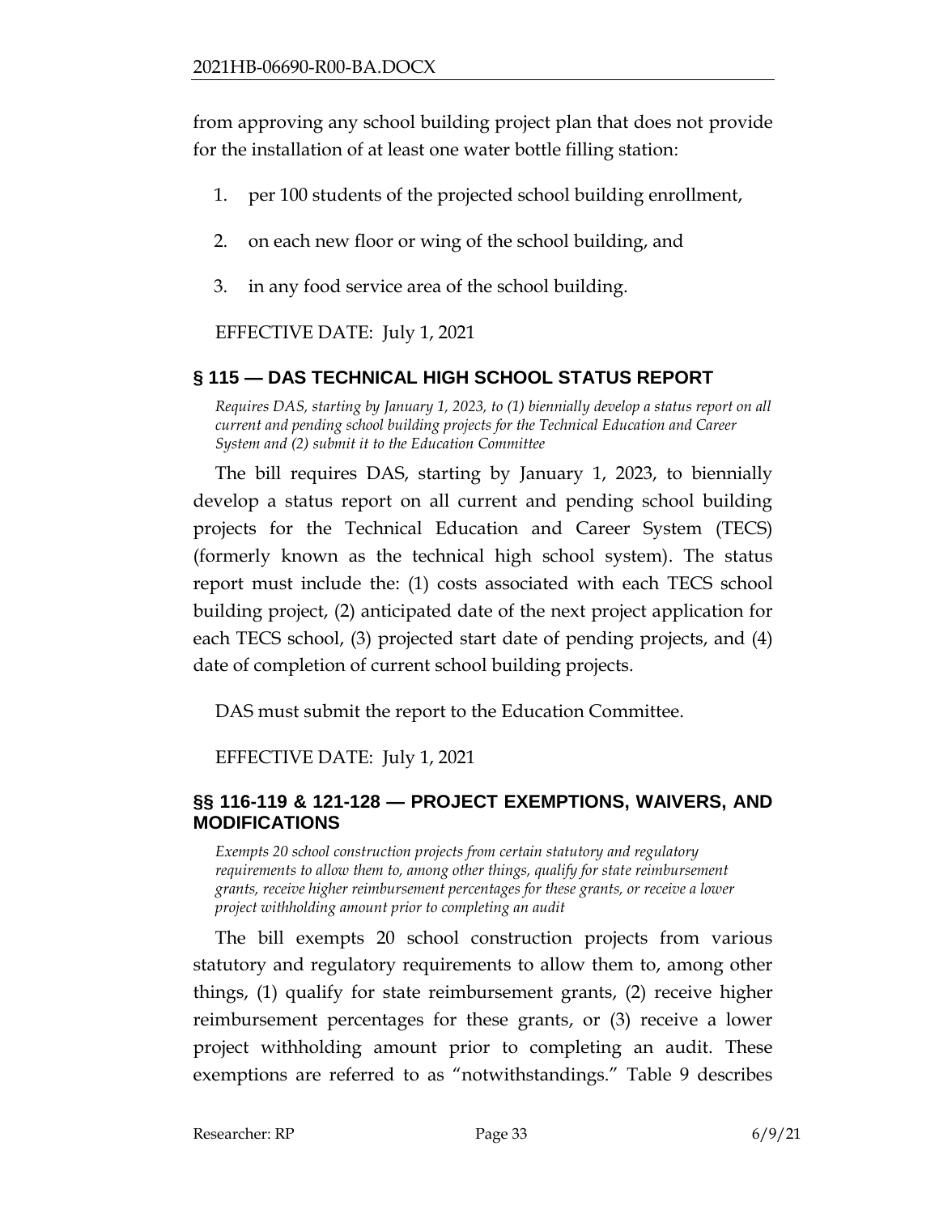from approving any school building project plan that does not provide for the installation of at least one water bottle filling station:

1. per 100 students of the projected school building enrollment,
2. on each new floor or wing of the school building, and
3. in any food service area of the school building.

EFFECTIVE DATE: July 1, 2021

## § 115 — DAS TECHNICAL HIGH SCHOOL STATUS REPORT

*Requires DAS, starting by January 1, 2023, to (1) biennially develop a status report on all current and pending school building projects for the Technical Education and Career System and (2) submit it to the Education Committee*

The bill requires DAS, starting by January 1, 2023, to biennially develop a status report on all current and pending school building projects for the Technical Education and Career System (TECS) (formerly known as the technical high school system). The status report must include the: (1) costs associated with each TECS school building project, (2) anticipated date of the next project application for each TECS school, (3) projected start date of pending projects, and (4) date of completion of current school building projects.

DAS must submit the report to the Education Committee.

EFFECTIVE DATE: July 1, 2021

## §§ 116-119 & 121-128 — PROJECT EXEMPTIONS, WAIVERS, AND MODIFICATIONS

*Exempts 20 school construction projects from certain statutory and regulatory requirements to allow them to, among other things, qualify for state reimbursement grants, receive higher reimbursement percentages for these grants, or receive a lower project withholding amount prior to completing an audit*

The bill exempts 20 school construction projects from various statutory and regulatory requirements to allow them to, among other things, (1) qualify for state reimbursement grants, (2) receive higher reimbursement percentages for these grants, or (3) receive a lower project withholding amount prior to completing an audit. These exemptions are referred to as "notwithstandings." Table 9 describes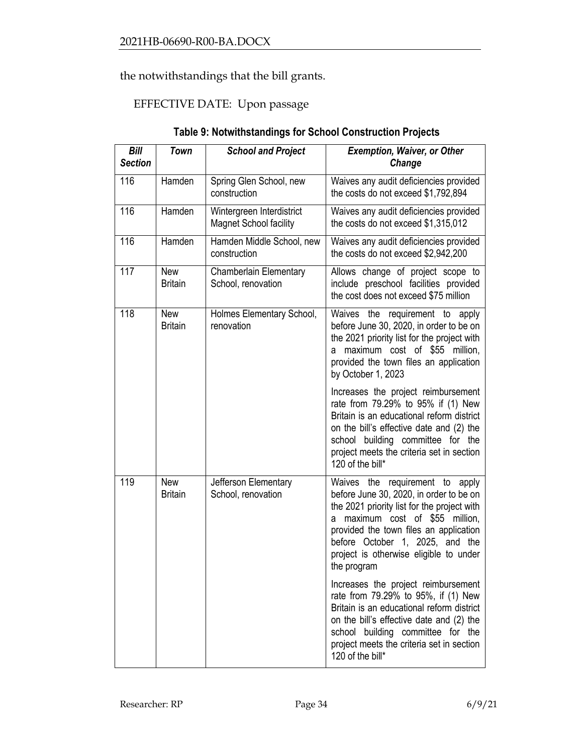the notwithstandings that the bill grants.

EFFECTIVE DATE: Upon passage

**Table 9: Notwithstandings for School Construction Projects**

| *Bill Section* | *Town* | *School and Project* | *Exemption, Waiver, or Other Change* |
|---|---|---|---|
| 116 | Hamden | Spring Glen School, new construction | Waives any audit deficiencies provided the costs do not exceed $1,792,894 |
| 116 | Hamden | Wintergreen Interdistrict Magnet School facility | Waives any audit deficiencies provided the costs do not exceed $1,315,012 |
| 116 | Hamden | Hamden Middle School, new construction | Waives any audit deficiencies provided the costs do not exceed $2,942,200 |
| 117 | New Britain | Chamberlain Elementary School, renovation | Allows change of project scope to include preschool facilities provided the cost does not exceed $75 million |
| 118 | New Britain | Holmes Elementary School, renovation | Waives the requirement to apply before June 30, 2020, in order to be on the 2021 priority list for the project with a maximum cost of $55 million, provided the town files an application by October 1, 2023<br><br>Increases the project reimbursement rate from 79.29% to 95% if (1) New Britain is an educational reform district on the bill's effective date and (2) the school building committee for the project meets the criteria set in section 120 of the bill* |
| 119 | New Britain | Jefferson Elementary School, renovation | Waives the requirement to apply before June 30, 2020, in order to be on the 2021 priority list for the project with a maximum cost of $55 million, provided the town files an application before October 1, 2025, and the project is otherwise eligible to under the program<br><br>Increases the project reimbursement rate from 79.29% to 95%, if (1) New Britain is an educational reform district on the bill's effective date and (2) the school building committee for the project meets the criteria set in section 120 of the bill* |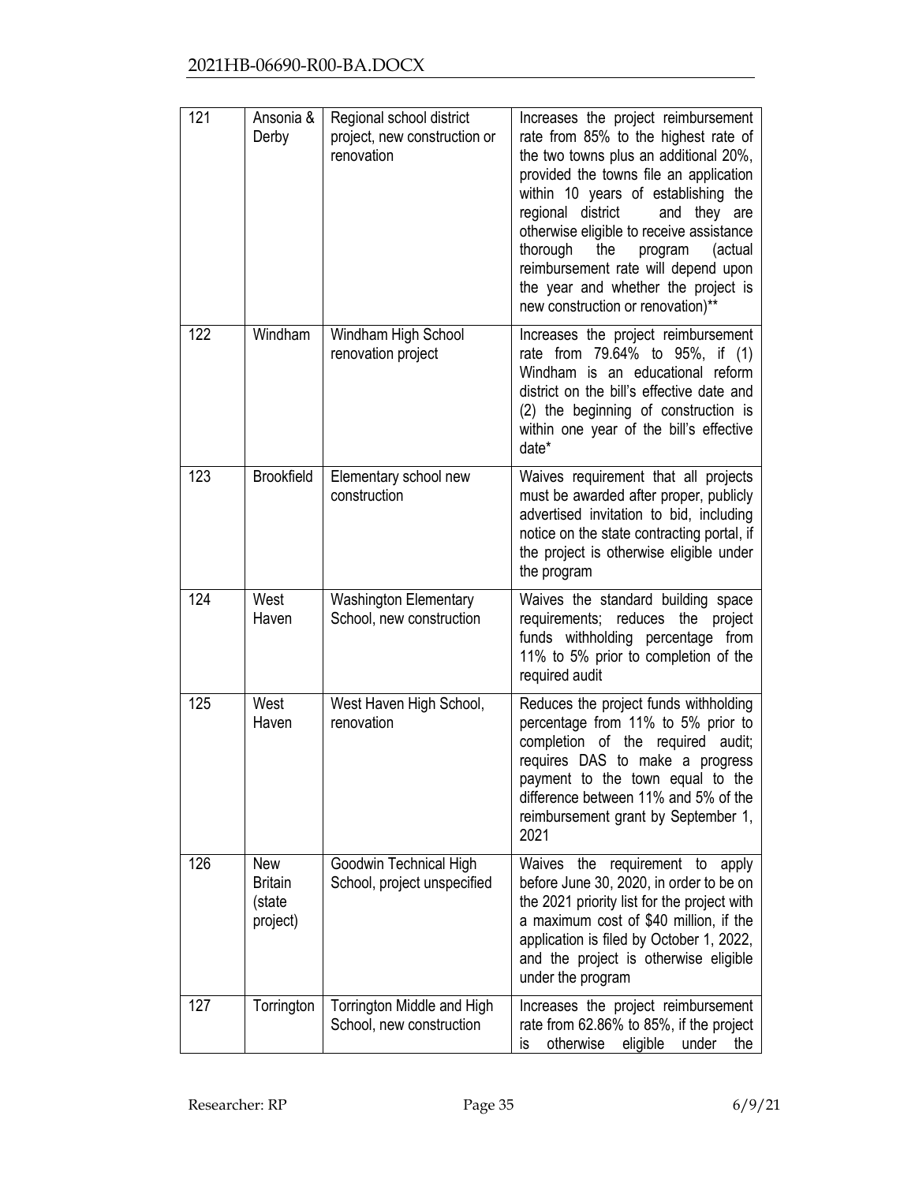| 121 | Ansonia & Derby | Regional school district project, new construction or renovation | Increases the project reimbursement rate from 85% to the highest rate of the two towns plus an additional 20%, provided the towns file an application within 10 years of establishing the regional district and they are otherwise eligible to receive assistance thorough the program (actual reimbursement rate will depend upon the year and whether the project is new construction or renovation)** |
|---|---|---|---|
| 122 | Windham | Windham High School renovation project | Increases the project reimbursement rate from 79.64% to 95%, if (1) Windham is an educational reform district on the bill's effective date and (2) the beginning of construction is within one year of the bill's effective date* |
| 123 | Brookfield | Elementary school new construction | Waives requirement that all projects must be awarded after proper, publicly advertised invitation to bid, including notice on the state contracting portal, if the project is otherwise eligible under the program |
| 124 | West Haven | Washington Elementary School, new construction | Waives the standard building space requirements; reduces the project funds withholding percentage from 11% to 5% prior to completion of the required audit |
| 125 | West Haven | West Haven High School, renovation | Reduces the project funds withholding percentage from 11% to 5% prior to completion of the required audit; requires DAS to make a progress payment to the town equal to the difference between 11% and 5% of the reimbursement grant by September 1, 2021 |
| 126 | New Britain (state project) | Goodwin Technical High School, project unspecified | Waives the requirement to apply before June 30, 2020, in order to be on the 2021 priority list for the project with a maximum cost of $40 million, if the application is filed by October 1, 2022, and the project is otherwise eligible under the program |
| 127 | Torrington | Torrington Middle and High School, new construction | Increases the project reimbursement rate from 62.86% to 85%, if the project is otherwise eligible under the |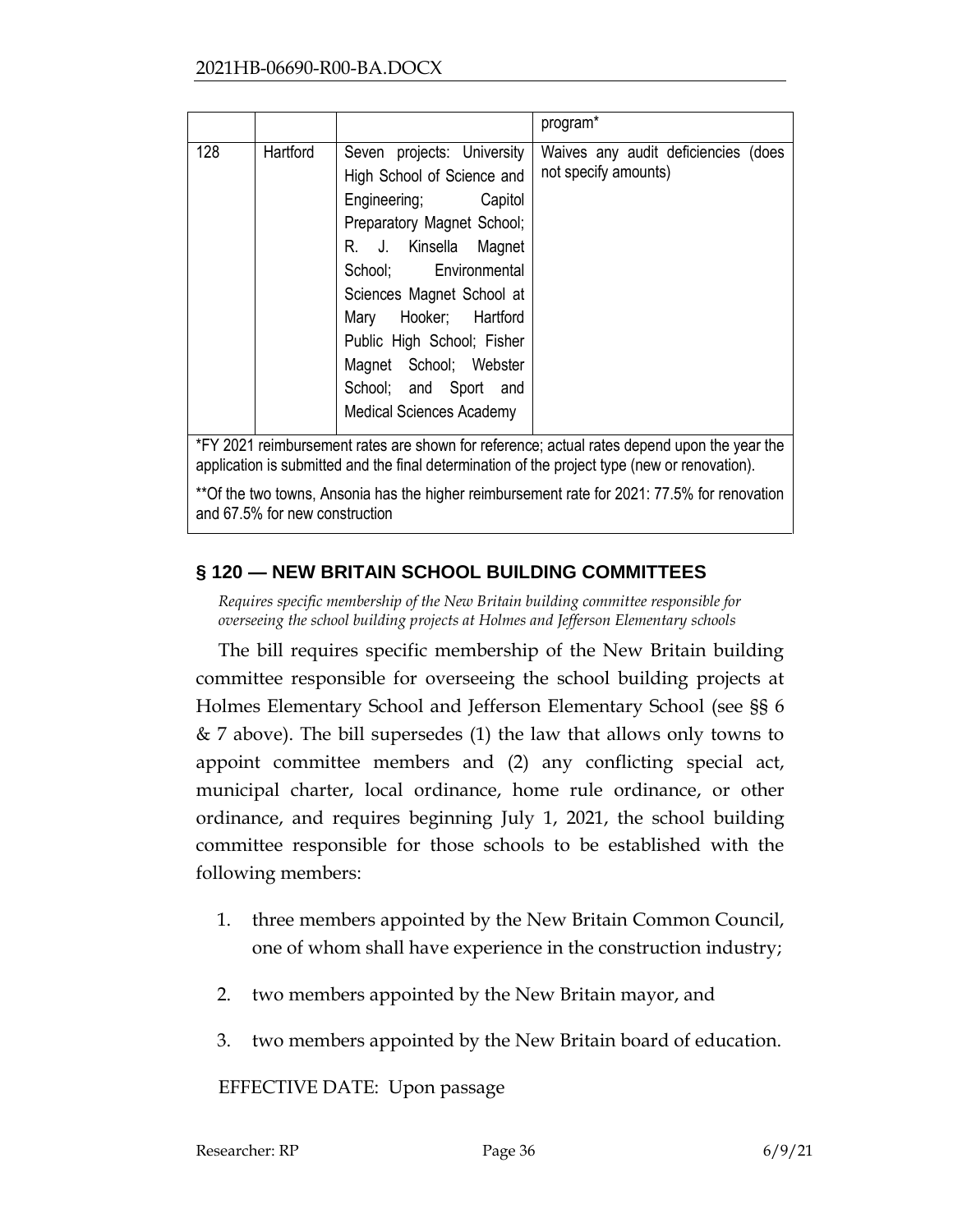|  |  |  | program* |
|---|---|---|---|
| 128 | Hartford | Seven projects: University High School of Science and Engineering; Capitol Preparatory Magnet School; R. J. Kinsella Magnet School; Environmental Sciences Magnet School at Mary Hooker; Hartford Public High School; Fisher Magnet School; Webster School; and Sport and Medical Sciences Academy | Waives any audit deficiencies (does not specify amounts) |

*FY 2021 reimbursement rates are shown for reference; actual rates depend upon the year the application is submitted and the final determination of the project type (new or renovation).

**Of the two towns, Ansonia has the higher reimbursement rate for 2021: 77.5% for renovation and 67.5% for new construction

## § 120 — NEW BRITAIN SCHOOL BUILDING COMMITTEES

*Requires specific membership of the New Britain building committee responsible for overseeing the school building projects at Holmes and Jefferson Elementary schools*

The bill requires specific membership of the New Britain building committee responsible for overseeing the school building projects at Holmes Elementary School and Jefferson Elementary School (see §§ 6 & 7 above). The bill supersedes (1) the law that allows only towns to appoint committee members and (2) any conflicting special act, municipal charter, local ordinance, home rule ordinance, or other ordinance, and requires beginning July 1, 2021, the school building committee responsible for those schools to be established with the following members:

1. three members appointed by the New Britain Common Council, one of whom shall have experience in the construction industry;
2. two members appointed by the New Britain mayor, and
3. two members appointed by the New Britain board of education.

EFFECTIVE DATE: Upon passage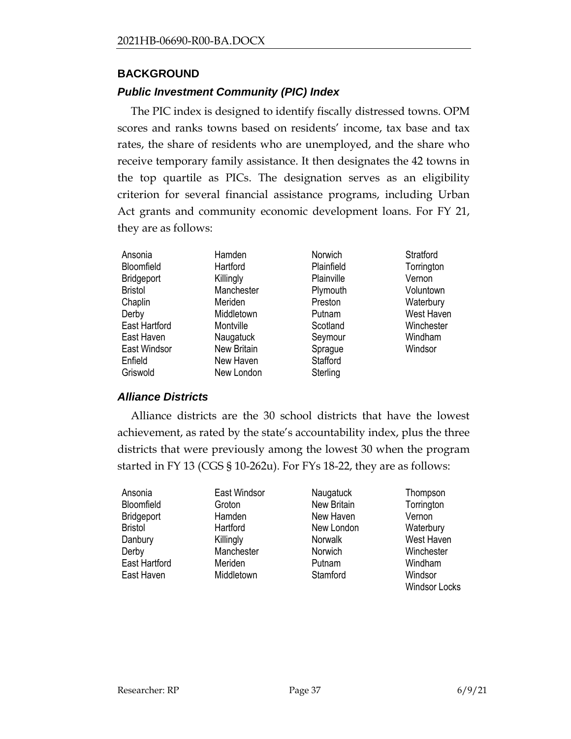## BACKGROUND

### *Public Investment Community (PIC) Index*

The PIC index is designed to identify fiscally distressed towns. OPM scores and ranks towns based on residents' income, tax base and tax rates, the share of residents who are unemployed, and the share who receive temporary family assistance. It then designates the 42 towns in the top quartile as PICs. The designation serves as an eligibility criterion for several financial assistance programs, including Urban Act grants and community economic development loans. For FY 21, they are as follows:

| | | | |
|---|---|---|---|
| Ansonia | Hamden | Norwich | Stratford |
| Bloomfield | Hartford | Plainfield | Torrington |
| Bridgeport | Killingly | Plainville | Vernon |
| Bristol | Manchester | Plymouth | Voluntown |
| Chaplin | Meriden | Preston | Waterbury |
| Derby | Middletown | Putnam | West Haven |
| East Hartford | Montville | Scotland | Winchester |
| East Haven | Naugatuck | Seymour | Windham |
| East Windsor | New Britain | Sprague | Windsor |
| Enfield | New Haven | Stafford | |
| Griswold | New London | Sterling | |

### *Alliance Districts*

Alliance districts are the 30 school districts that have the lowest achievement, as rated by the state's accountability index, plus the three districts that were previously among the lowest 30 when the program started in FY 13 (CGS § 10-262u). For FYs 18-22, they are as follows:

| | | | |
|---|---|---|---|
| Ansonia | East Windsor | Naugatuck | Thompson |
| Bloomfield | Groton | New Britain | Torrington |
| Bridgeport | Hamden | New Haven | Vernon |
| Bristol | Hartford | New London | Waterbury |
| Danbury | Killingly | Norwalk | West Haven |
| Derby | Manchester | Norwich | Winchester |
| East Hartford | Meriden | Putnam | Windham |
| East Haven | Middletown | Stamford | Windsor |
| | | | Windsor Locks |